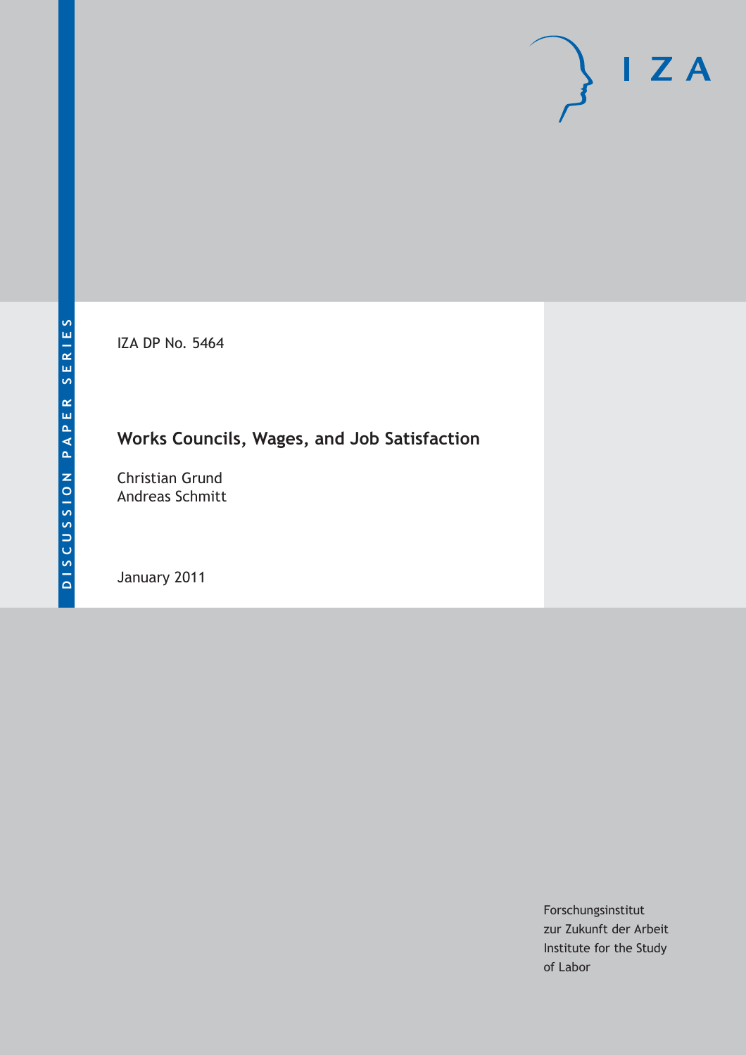IZA DP No. 5464

# Works Councils, Wages, and Job Satisfaction

Christian Grund
Andreas Schmitt

January 2011

DISCUSSION PAPER SERIES

Forschungsinstitut
zur Zukunft der Arbeit
Institute for the Study
of Labor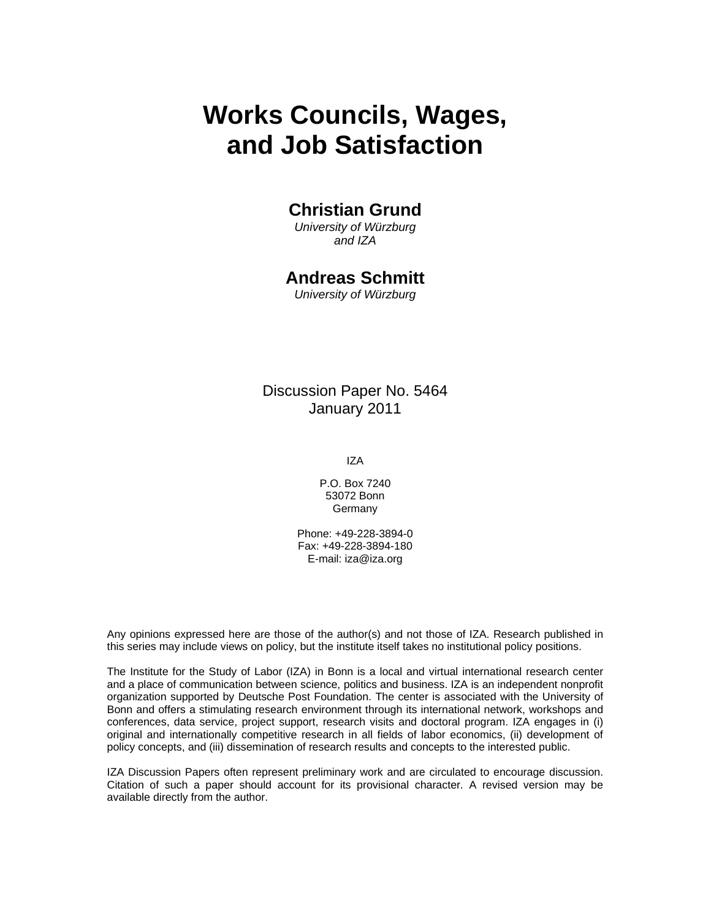# Works Councils, Wages, and Job Satisfaction

**Christian Grund**
*University of Würzburg and IZA*

**Andreas Schmitt**
*University of Würzburg*

Discussion Paper No. 5464
January 2011

IZA

P.O. Box 7240
53072 Bonn
Germany

Phone: +49-228-3894-0
Fax: +49-228-3894-180
E-mail: iza@iza.org

Any opinions expressed here are those of the author(s) and not those of IZA. Research published in this series may include views on policy, but the institute itself takes no institutional policy positions.

The Institute for the Study of Labor (IZA) in Bonn is a local and virtual international research center and a place of communication between science, politics and business. IZA is an independent nonprofit organization supported by Deutsche Post Foundation. The center is associated with the University of Bonn and offers a stimulating research environment through its international network, workshops and conferences, data service, project support, research visits and doctoral program. IZA engages in (i) original and internationally competitive research in all fields of labor economics, (ii) development of policy concepts, and (iii) dissemination of research results and concepts to the interested public.

IZA Discussion Papers often represent preliminary work and are circulated to encourage discussion. Citation of such a paper should account for its provisional character. A revised version may be available directly from the author.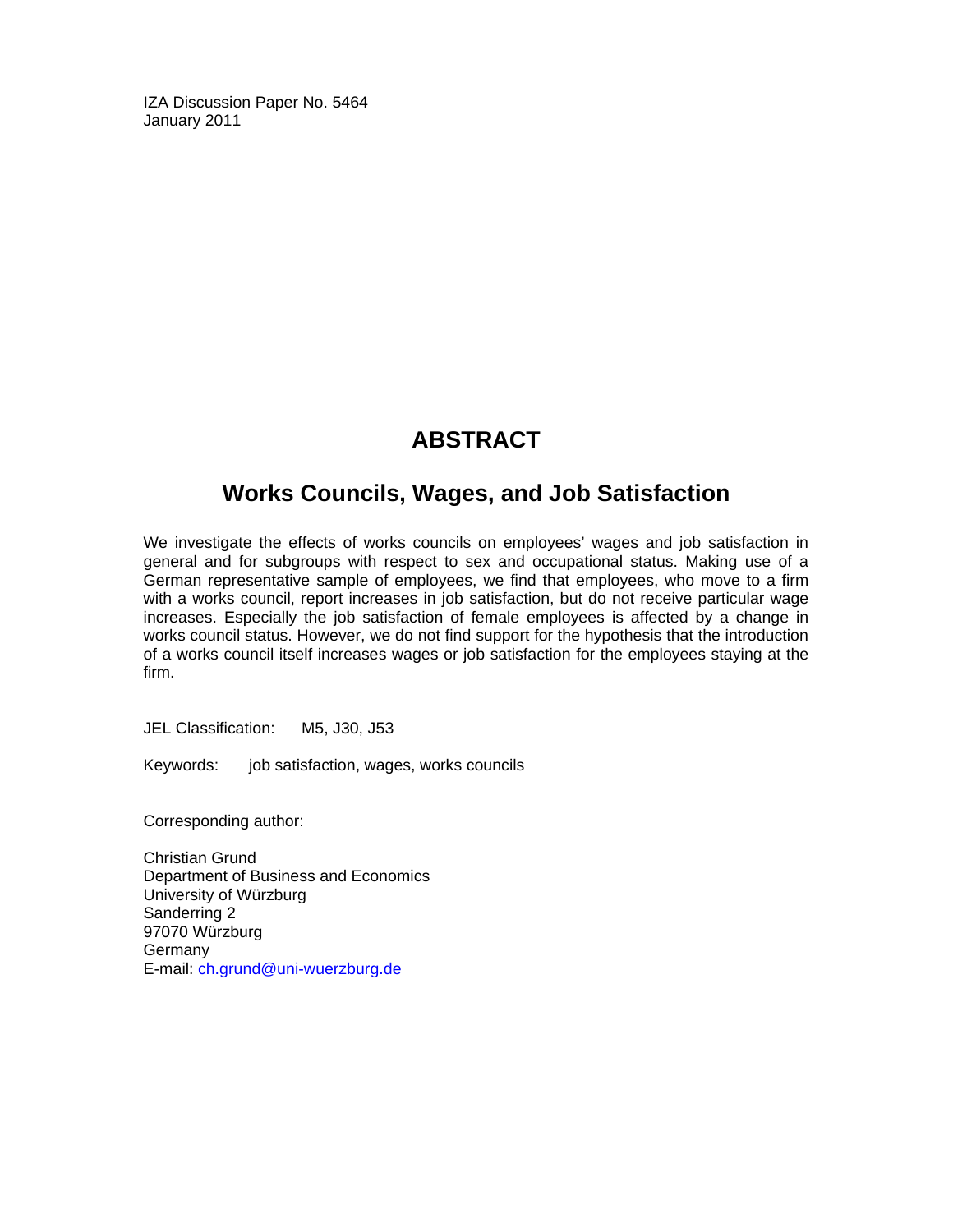IZA Discussion Paper No. 5464
January 2011

# ABSTRACT

## Works Councils, Wages, and Job Satisfaction

We investigate the effects of works councils on employees' wages and job satisfaction in general and for subgroups with respect to sex and occupational status. Making use of a German representative sample of employees, we find that employees, who move to a firm with a works council, report increases in job satisfaction, but do not receive particular wage increases. Especially the job satisfaction of female employees is affected by a change in works council status. However, we do not find support for the hypothesis that the introduction of a works council itself increases wages or job satisfaction for the employees staying at the firm.

JEL Classification: M5, J30, J53

Keywords: job satisfaction, wages, works councils

Corresponding author:

Christian Grund
Department of Business and Economics
University of Würzburg
Sanderring 2
97070 Würzburg
Germany
E-mail: ch.grund@uni-wuerzburg.de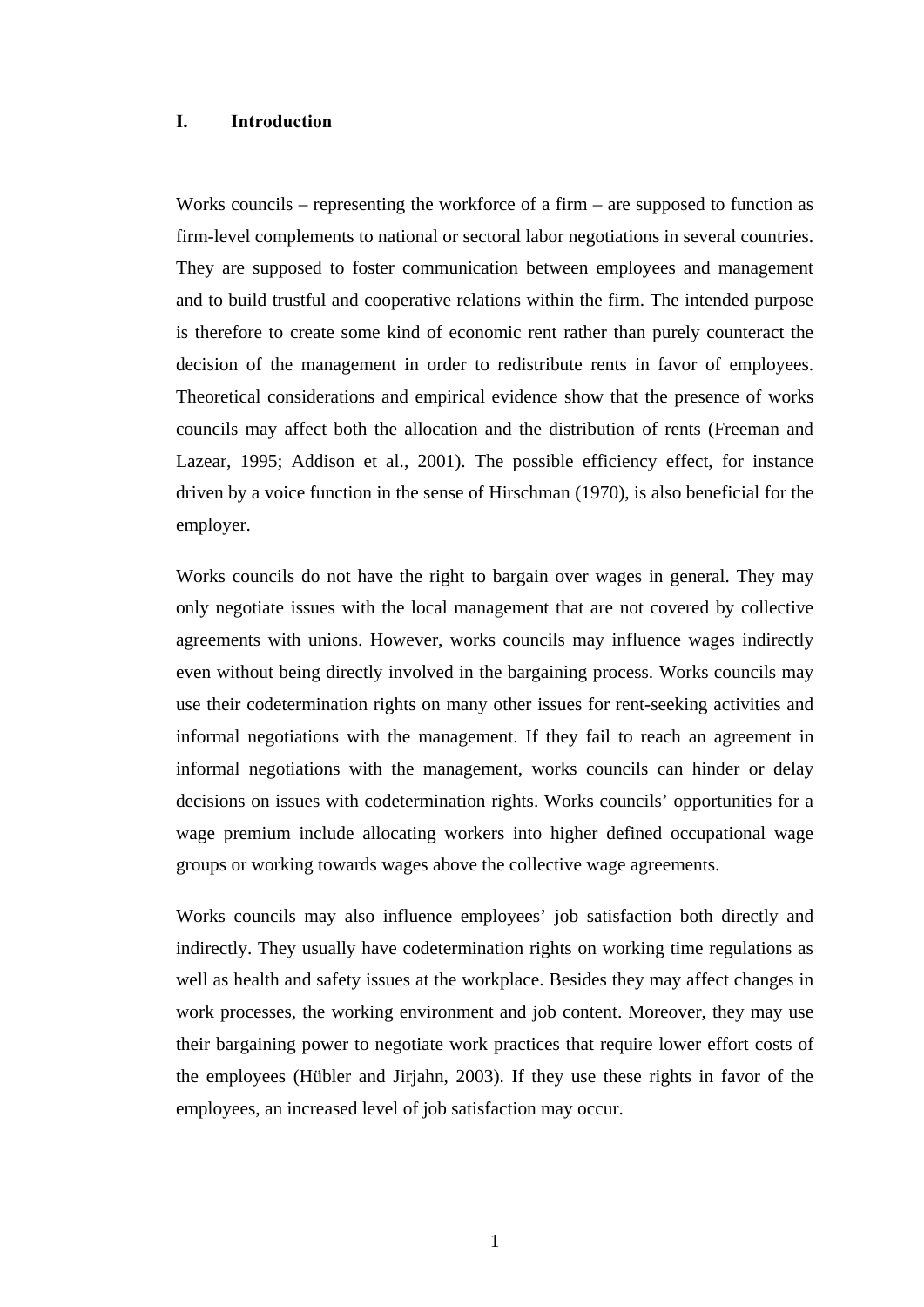# I. Introduction

Works councils – representing the workforce of a firm – are supposed to function as firm-level complements to national or sectoral labor negotiations in several countries. They are supposed to foster communication between employees and management and to build trustful and cooperative relations within the firm. The intended purpose is therefore to create some kind of economic rent rather than purely counteract the decision of the management in order to redistribute rents in favor of employees. Theoretical considerations and empirical evidence show that the presence of works councils may affect both the allocation and the distribution of rents (Freeman and Lazear, 1995; Addison et al., 2001). The possible efficiency effect, for instance driven by a voice function in the sense of Hirschman (1970), is also beneficial for the employer.

Works councils do not have the right to bargain over wages in general. They may only negotiate issues with the local management that are not covered by collective agreements with unions. However, works councils may influence wages indirectly even without being directly involved in the bargaining process. Works councils may use their codetermination rights on many other issues for rent-seeking activities and informal negotiations with the management. If they fail to reach an agreement in informal negotiations with the management, works councils can hinder or delay decisions on issues with codetermination rights. Works councils' opportunities for a wage premium include allocating workers into higher defined occupational wage groups or working towards wages above the collective wage agreements.

Works councils may also influence employees' job satisfaction both directly and indirectly. They usually have codetermination rights on working time regulations as well as health and safety issues at the workplace. Besides they may affect changes in work processes, the working environment and job content. Moreover, they may use their bargaining power to negotiate work practices that require lower effort costs of the employees (Hübler and Jirjahn, 2003). If they use these rights in favor of the employees, an increased level of job satisfaction may occur.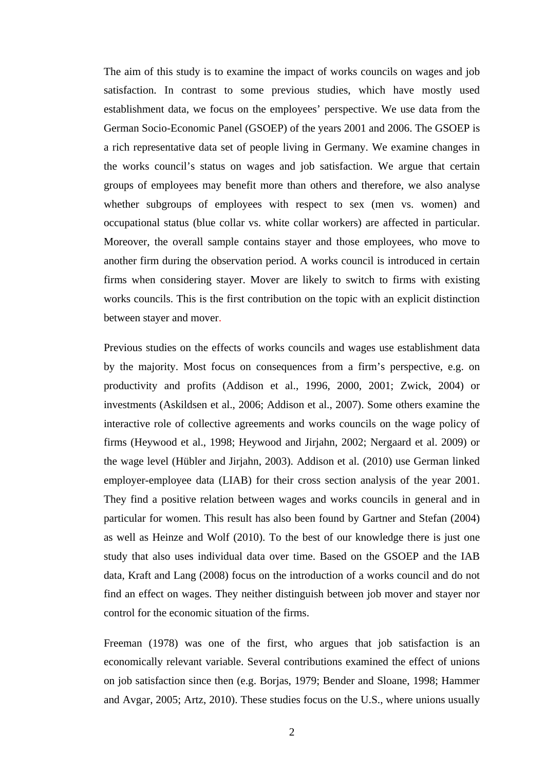The aim of this study is to examine the impact of works councils on wages and job satisfaction. In contrast to some previous studies, which have mostly used establishment data, we focus on the employees' perspective. We use data from the German Socio-Economic Panel (GSOEP) of the years 2001 and 2006. The GSOEP is a rich representative data set of people living in Germany. We examine changes in the works council's status on wages and job satisfaction. We argue that certain groups of employees may benefit more than others and therefore, we also analyse whether subgroups of employees with respect to sex (men vs. women) and occupational status (blue collar vs. white collar workers) are affected in particular. Moreover, the overall sample contains stayer and those employees, who move to another firm during the observation period. A works council is introduced in certain firms when considering stayer. Mover are likely to switch to firms with existing works councils. This is the first contribution on the topic with an explicit distinction between stayer and mover.

Previous studies on the effects of works councils and wages use establishment data by the majority. Most focus on consequences from a firm's perspective, e.g. on productivity and profits (Addison et al., 1996, 2000, 2001; Zwick, 2004) or investments (Askildsen et al., 2006; Addison et al., 2007). Some others examine the interactive role of collective agreements and works councils on the wage policy of firms (Heywood et al., 1998; Heywood and Jirjahn, 2002; Nergaard et al. 2009) or the wage level (Hübler and Jirjahn, 2003). Addison et al. (2010) use German linked employer-employee data (LIAB) for their cross section analysis of the year 2001. They find a positive relation between wages and works councils in general and in particular for women. This result has also been found by Gartner and Stefan (2004) as well as Heinze and Wolf (2010). To the best of our knowledge there is just one study that also uses individual data over time. Based on the GSOEP and the IAB data, Kraft and Lang (2008) focus on the introduction of a works council and do not find an effect on wages. They neither distinguish between job mover and stayer nor control for the economic situation of the firms.

Freeman (1978) was one of the first, who argues that job satisfaction is an economically relevant variable. Several contributions examined the effect of unions on job satisfaction since then (e.g. Borjas, 1979; Bender and Sloane, 1998; Hammer and Avgar, 2005; Artz, 2010). These studies focus on the U.S., where unions usually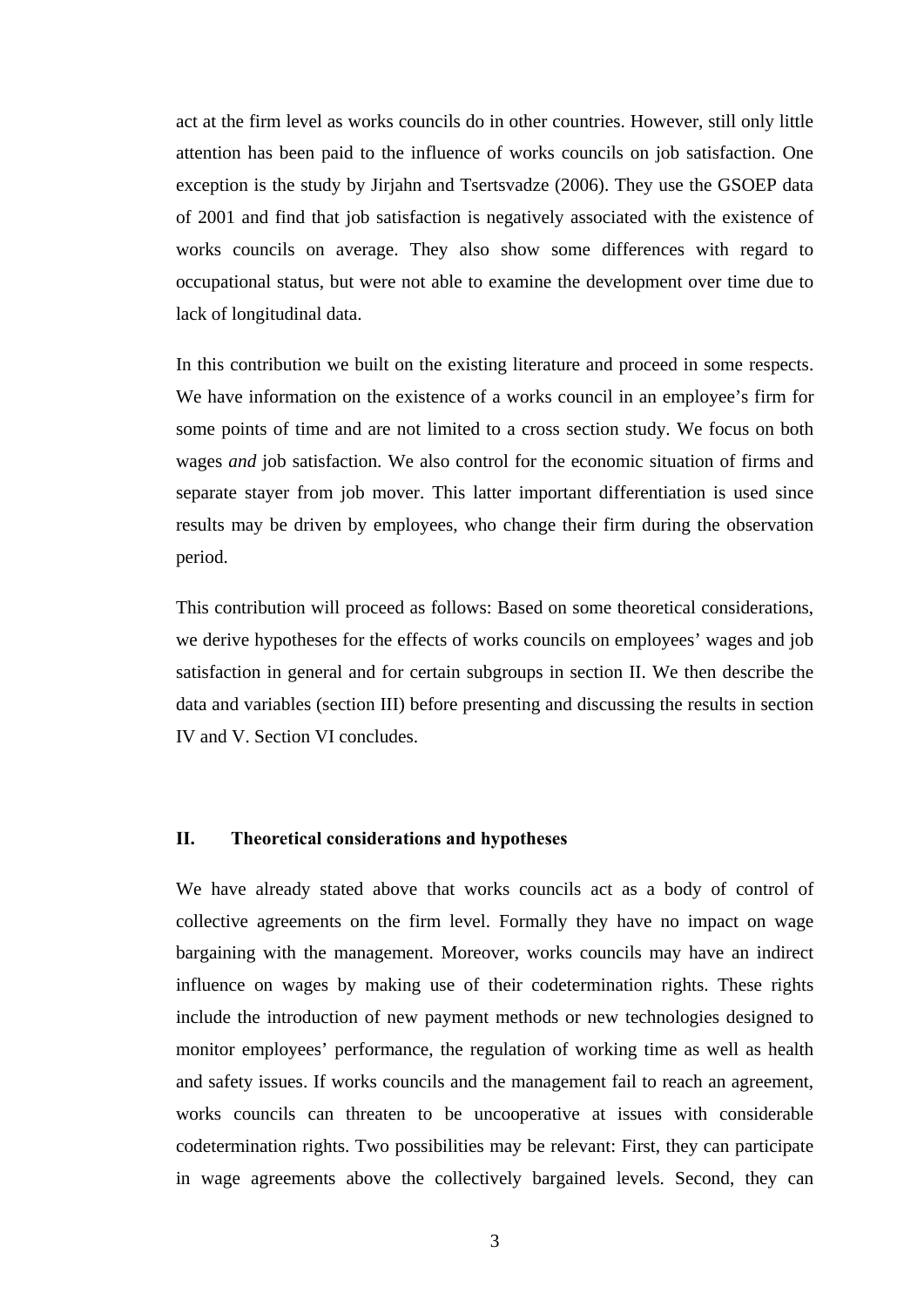act at the firm level as works councils do in other countries. However, still only little attention has been paid to the influence of works councils on job satisfaction. One exception is the study by Jirjahn and Tsertsvadze (2006). They use the GSOEP data of 2001 and find that job satisfaction is negatively associated with the existence of works councils on average. They also show some differences with regard to occupational status, but were not able to examine the development over time due to lack of longitudinal data.

In this contribution we built on the existing literature and proceed in some respects. We have information on the existence of a works council in an employee's firm for some points of time and are not limited to a cross section study. We focus on both wages *and* job satisfaction. We also control for the economic situation of firms and separate stayer from job mover. This latter important differentiation is used since results may be driven by employees, who change their firm during the observation period.

This contribution will proceed as follows: Based on some theoretical considerations, we derive hypotheses for the effects of works councils on employees' wages and job satisfaction in general and for certain subgroups in section II. We then describe the data and variables (section III) before presenting and discussing the results in section IV and V. Section VI concludes.

## II. Theoretical considerations and hypotheses

We have already stated above that works councils act as a body of control of collective agreements on the firm level. Formally they have no impact on wage bargaining with the management. Moreover, works councils may have an indirect influence on wages by making use of their codetermination rights. These rights include the introduction of new payment methods or new technologies designed to monitor employees' performance, the regulation of working time as well as health and safety issues. If works councils and the management fail to reach an agreement, works councils can threaten to be uncooperative at issues with considerable codetermination rights. Two possibilities may be relevant: First, they can participate in wage agreements above the collectively bargained levels. Second, they can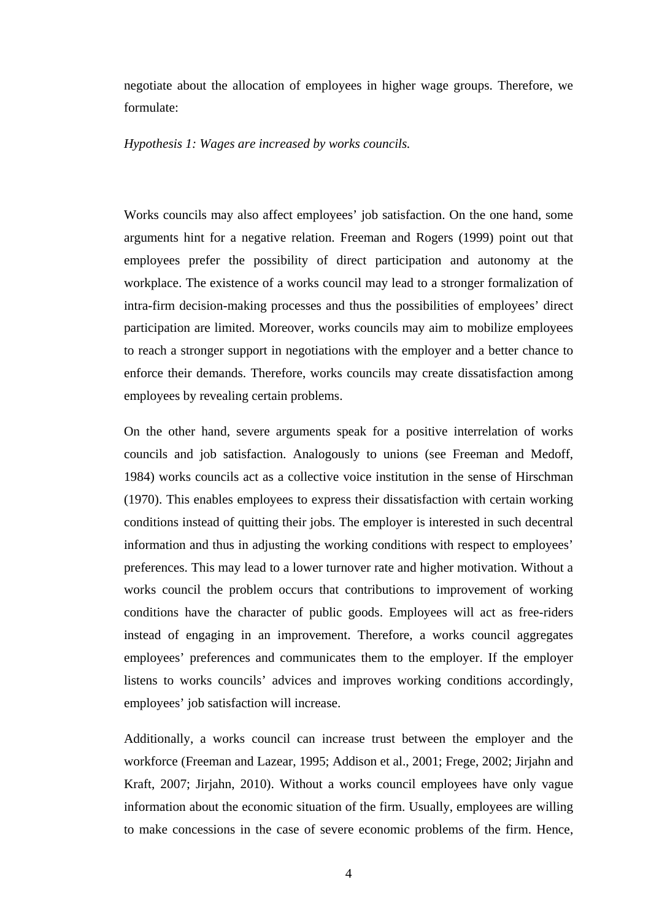negotiate about the allocation of employees in higher wage groups. Therefore, we formulate:

*Hypothesis 1: Wages are increased by works councils.*

Works councils may also affect employees' job satisfaction. On the one hand, some arguments hint for a negative relation. Freeman and Rogers (1999) point out that employees prefer the possibility of direct participation and autonomy at the workplace. The existence of a works council may lead to a stronger formalization of intra-firm decision-making processes and thus the possibilities of employees' direct participation are limited. Moreover, works councils may aim to mobilize employees to reach a stronger support in negotiations with the employer and a better chance to enforce their demands. Therefore, works councils may create dissatisfaction among employees by revealing certain problems.

On the other hand, severe arguments speak for a positive interrelation of works councils and job satisfaction. Analogously to unions (see Freeman and Medoff, 1984) works councils act as a collective voice institution in the sense of Hirschman (1970). This enables employees to express their dissatisfaction with certain working conditions instead of quitting their jobs. The employer is interested in such decentral information and thus in adjusting the working conditions with respect to employees' preferences. This may lead to a lower turnover rate and higher motivation. Without a works council the problem occurs that contributions to improvement of working conditions have the character of public goods. Employees will act as free-riders instead of engaging in an improvement. Therefore, a works council aggregates employees' preferences and communicates them to the employer. If the employer listens to works councils' advices and improves working conditions accordingly, employees' job satisfaction will increase.

Additionally, a works council can increase trust between the employer and the workforce (Freeman and Lazear, 1995; Addison et al., 2001; Frege, 2002; Jirjahn and Kraft, 2007; Jirjahn, 2010). Without a works council employees have only vague information about the economic situation of the firm. Usually, employees are willing to make concessions in the case of severe economic problems of the firm. Hence,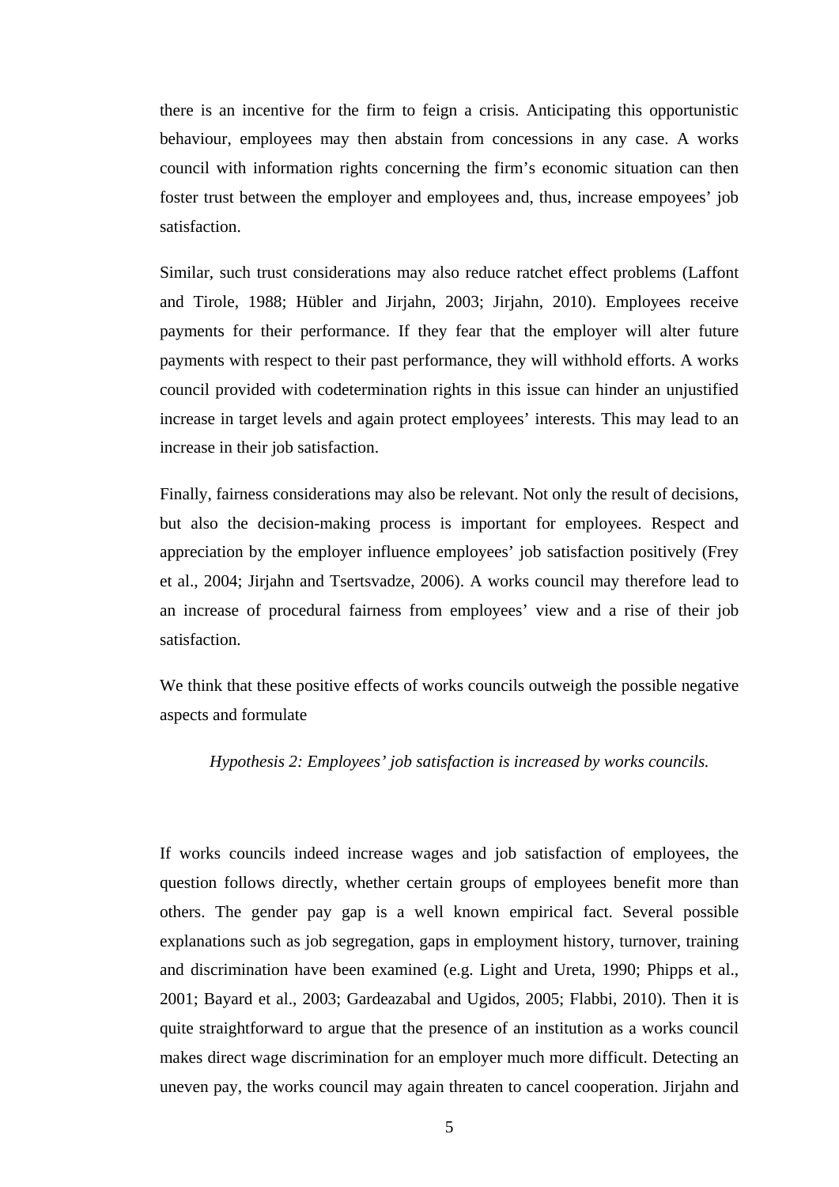there is an incentive for the firm to feign a crisis. Anticipating this opportunistic behaviour, employees may then abstain from concessions in any case. A works council with information rights concerning the firm's economic situation can then foster trust between the employer and employees and, thus, increase empoyees' job satisfaction.

Similar, such trust considerations may also reduce ratchet effect problems (Laffont and Tirole, 1988; Hübler and Jirjahn, 2003; Jirjahn, 2010). Employees receive payments for their performance. If they fear that the employer will alter future payments with respect to their past performance, they will withhold efforts. A works council provided with codetermination rights in this issue can hinder an unjustified increase in target levels and again protect employees' interests. This may lead to an increase in their job satisfaction.

Finally, fairness considerations may also be relevant. Not only the result of decisions, but also the decision-making process is important for employees. Respect and appreciation by the employer influence employees' job satisfaction positively (Frey et al., 2004; Jirjahn and Tsertsvadze, 2006). A works council may therefore lead to an increase of procedural fairness from employees' view and a rise of their job satisfaction.

We think that these positive effects of works councils outweigh the possible negative aspects and formulate

*Hypothesis 2: Employees' job satisfaction is increased by works councils.*

If works councils indeed increase wages and job satisfaction of employees, the question follows directly, whether certain groups of employees benefit more than others. The gender pay gap is a well known empirical fact. Several possible explanations such as job segregation, gaps in employment history, turnover, training and discrimination have been examined (e.g. Light and Ureta, 1990; Phipps et al., 2001; Bayard et al., 2003; Gardeazabal and Ugidos, 2005; Flabbi, 2010). Then it is quite straightforward to argue that the presence of an institution as a works council makes direct wage discrimination for an employer much more difficult. Detecting an uneven pay, the works council may again threaten to cancel cooperation. Jirjahn and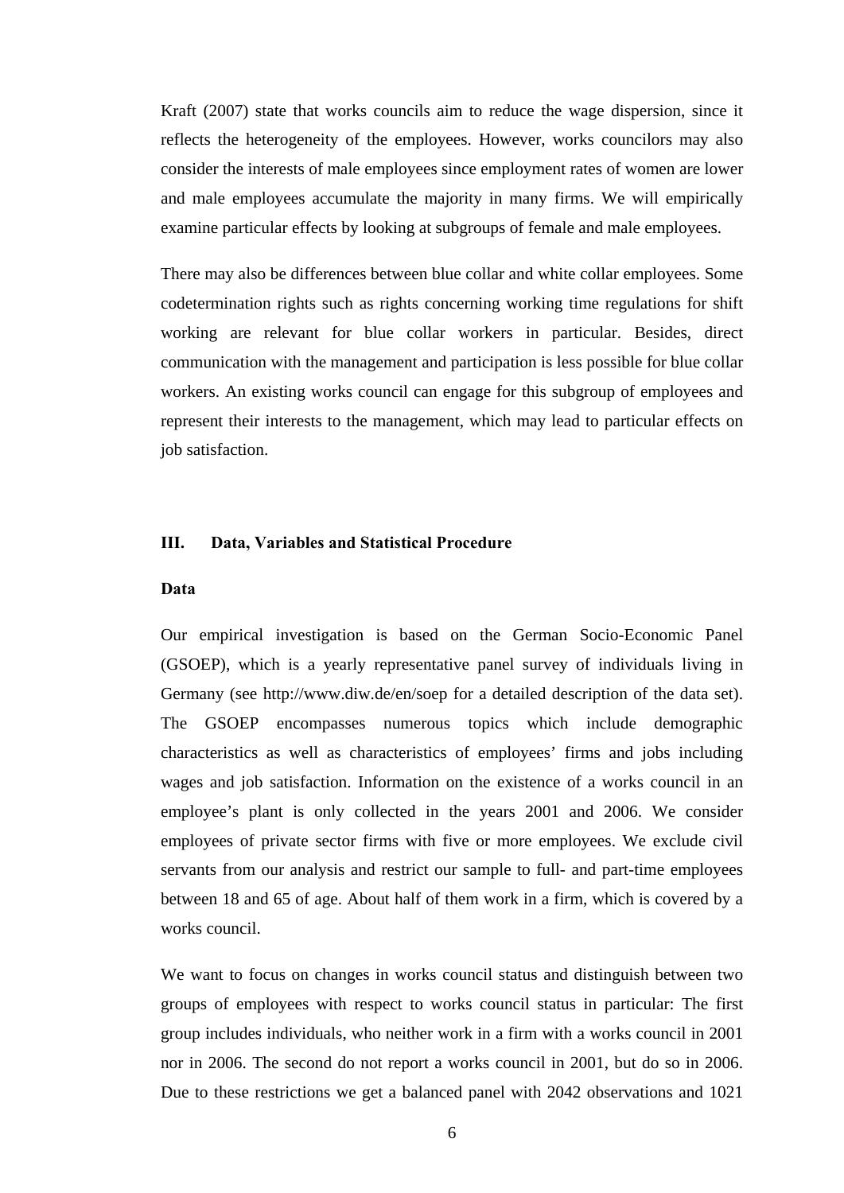Kraft (2007) state that works councils aim to reduce the wage dispersion, since it reflects the heterogeneity of the employees. However, works councilors may also consider the interests of male employees since employment rates of women are lower and male employees accumulate the majority in many firms. We will empirically examine particular effects by looking at subgroups of female and male employees.

There may also be differences between blue collar and white collar employees. Some codetermination rights such as rights concerning working time regulations for shift working are relevant for blue collar workers in particular. Besides, direct communication with the management and participation is less possible for blue collar workers. An existing works council can engage for this subgroup of employees and represent their interests to the management, which may lead to particular effects on job satisfaction.

## III. Data, Variables and Statistical Procedure

### Data

Our empirical investigation is based on the German Socio-Economic Panel (GSOEP), which is a yearly representative panel survey of individuals living in Germany (see http://www.diw.de/en/soep for a detailed description of the data set). The GSOEP encompasses numerous topics which include demographic characteristics as well as characteristics of employees' firms and jobs including wages and job satisfaction. Information on the existence of a works council in an employee's plant is only collected in the years 2001 and 2006. We consider employees of private sector firms with five or more employees. We exclude civil servants from our analysis and restrict our sample to full- and part-time employees between 18 and 65 of age. About half of them work in a firm, which is covered by a works council.

We want to focus on changes in works council status and distinguish between two groups of employees with respect to works council status in particular: The first group includes individuals, who neither work in a firm with a works council in 2001 nor in 2006. The second do not report a works council in 2001, but do so in 2006. Due to these restrictions we get a balanced panel with 2042 observations and 1021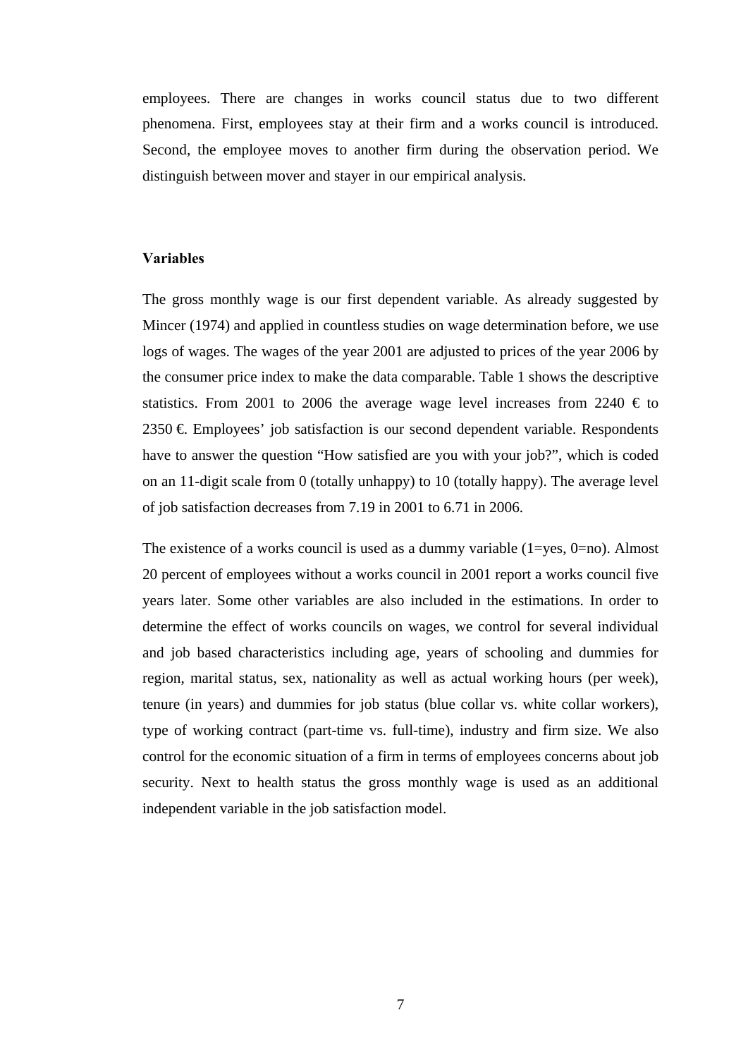employees. There are changes in works council status due to two different phenomena. First, employees stay at their firm and a works council is introduced. Second, the employee moves to another firm during the observation period. We distinguish between mover and stayer in our empirical analysis.

### Variables

The gross monthly wage is our first dependent variable. As already suggested by Mincer (1974) and applied in countless studies on wage determination before, we use logs of wages. The wages of the year 2001 are adjusted to prices of the year 2006 by the consumer price index to make the data comparable. Table 1 shows the descriptive statistics. From 2001 to 2006 the average wage level increases from 2240 € to 2350 €. Employees' job satisfaction is our second dependent variable. Respondents have to answer the question "How satisfied are you with your job?", which is coded on an 11-digit scale from 0 (totally unhappy) to 10 (totally happy). The average level of job satisfaction decreases from 7.19 in 2001 to 6.71 in 2006.

The existence of a works council is used as a dummy variable (1=yes, 0=no). Almost 20 percent of employees without a works council in 2001 report a works council five years later. Some other variables are also included in the estimations. In order to determine the effect of works councils on wages, we control for several individual and job based characteristics including age, years of schooling and dummies for region, marital status, sex, nationality as well as actual working hours (per week), tenure (in years) and dummies for job status (blue collar vs. white collar workers), type of working contract (part-time vs. full-time), industry and firm size. We also control for the economic situation of a firm in terms of employees concerns about job security. Next to health status the gross monthly wage is used as an additional independent variable in the job satisfaction model.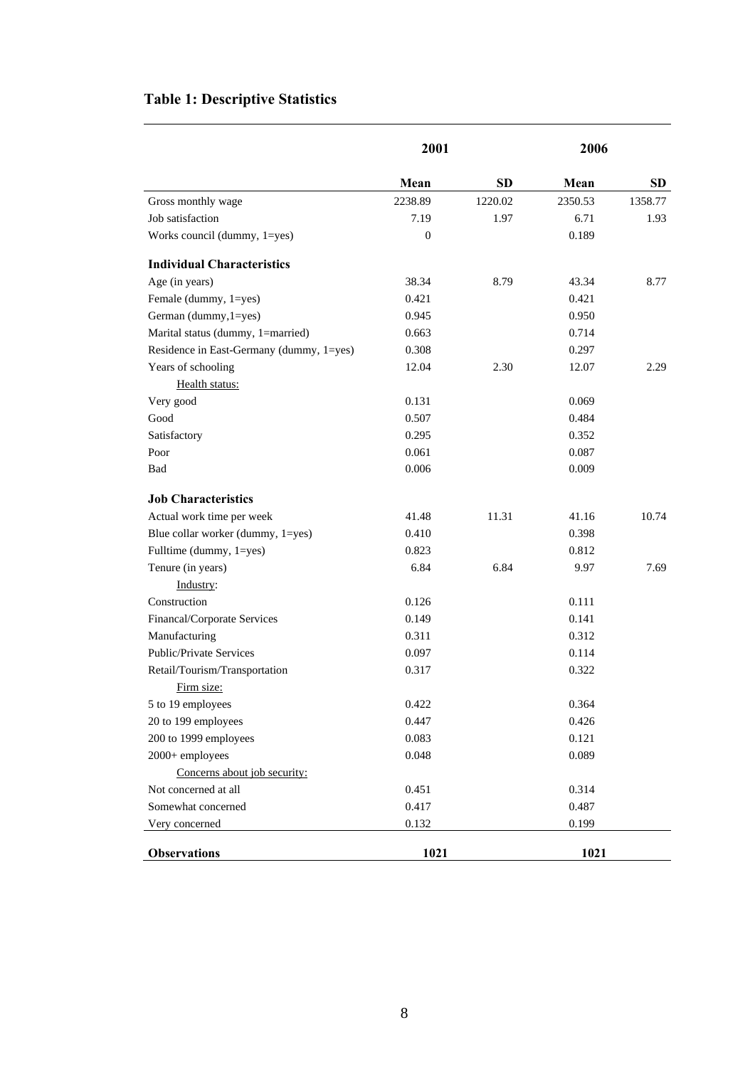## Table 1: Descriptive Statistics

| | 2001 | | 2006 | |
|---|---|---|---|---|
| | **Mean** | **SD** | **Mean** | **SD** |
| Gross monthly wage | 2238.89 | 1220.02 | 2350.53 | 1358.77 |
| Job satisfaction | 7.19 | 1.97 | 6.71 | 1.93 |
| Works council (dummy, 1=yes) | 0 | | 0.189 | |
| **Individual Characteristics** | | | | |
| Age (in years) | 38.34 | 8.79 | 43.34 | 8.77 |
| Female (dummy, 1=yes) | 0.421 | | 0.421 | |
| German (dummy,1=yes) | 0.945 | | 0.950 | |
| Marital status (dummy, 1=married) | 0.663 | | 0.714 | |
| Residence in East-Germany (dummy, 1=yes) | 0.308 | | 0.297 | |
| Years of schooling | 12.04 | 2.30 | 12.07 | 2.29 |
| Health status: | | | | |
| Very good | 0.131 | | 0.069 | |
| Good | 0.507 | | 0.484 | |
| Satisfactory | 0.295 | | 0.352 | |
| Poor | 0.061 | | 0.087 | |
| Bad | 0.006 | | 0.009 | |
| **Job Characteristics** | | | | |
| Actual work time per week | 41.48 | 11.31 | 41.16 | 10.74 |
| Blue collar worker (dummy, 1=yes) | 0.410 | | 0.398 | |
| Fulltime (dummy, 1=yes) | 0.823 | | 0.812 | |
| Tenure (in years) | 6.84 | 6.84 | 9.97 | 7.69 |
| Industry: | | | | |
| Construction | 0.126 | | 0.111 | |
| Financal/Corporate Services | 0.149 | | 0.141 | |
| Manufacturing | 0.311 | | 0.312 | |
| Public/Private Services | 0.097 | | 0.114 | |
| Retail/Tourism/Transportation | 0.317 | | 0.322 | |
| Firm size: | | | | |
| 5 to 19 employees | 0.422 | | 0.364 | |
| 20 to 199 employees | 0.447 | | 0.426 | |
| 200 to 1999 employees | 0.083 | | 0.121 | |
| 2000+ employees | 0.048 | | 0.089 | |
| Concerns about job security: | | | | |
| Not concerned at all | 0.451 | | 0.314 | |
| Somewhat concerned | 0.417 | | 0.487 | |
| Very concerned | 0.132 | | 0.199 | |
| **Observations** | **1021** | | **1021** | |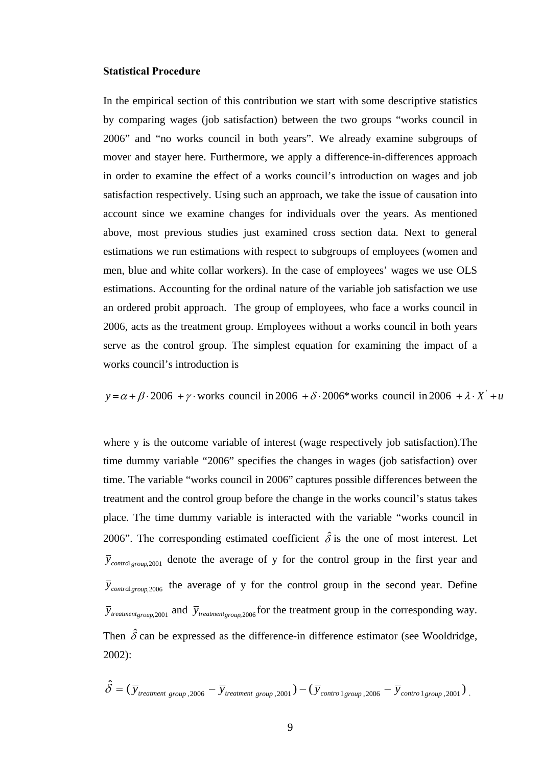**Statistical Procedure**

In the empirical section of this contribution we start with some descriptive statistics by comparing wages (job satisfaction) between the two groups "works council in 2006" and "no works council in both years". We already examine subgroups of mover and stayer here. Furthermore, we apply a difference-in-differences approach in order to examine the effect of a works council's introduction on wages and job satisfaction respectively. Using such an approach, we take the issue of causation into account since we examine changes for individuals over the years. As mentioned above, most previous studies just examined cross section data. Next to general estimations we run estimations with respect to subgroups of employees (women and men, blue and white collar workers). In the case of employees' wages we use OLS estimations. Accounting for the ordinal nature of the variable job satisfaction we use an ordered probit approach. The group of employees, who face a works council in 2006, acts as the treatment group. Employees without a works council in both years serve as the control group. The simplest equation for examining the impact of a works council's introduction is

$$y = \alpha + \beta \cdot 2006 + \gamma \cdot \text{works council in } 2006 + \delta \cdot 2006 * \text{works council in } 2006 + \lambda \cdot X' + u$$

where y is the outcome variable of interest (wage respectively job satisfaction).The time dummy variable "2006" specifies the changes in wages (job satisfaction) over time. The variable "works council in 2006" captures possible differences between the treatment and the control group before the change in the works council's status takes place. The time dummy variable is interacted with the variable "works council in 2006". The corresponding estimated coefficient $\hat{\delta}$ is the one of most interest. Let $\bar{y}_{control\,group,2001}$ denote the average of y for the control group in the first year and $\bar{y}_{control\,group,2006}$ the average of y for the control group in the second year. Define $\bar{y}_{treatment\,group,2001}$ and $\bar{y}_{treatment\,group,2006}$ for the treatment group in the corresponding way. Then $\hat{\delta}$ can be expressed as the difference-in difference estimator (see Wooldridge, 2002):

$$\hat{\delta} = (\bar{y}_{treatment\ group,2006} - \bar{y}_{treatment\ group,2001}) - (\bar{y}_{control\ group,2006} - \bar{y}_{control\ group,2001}).$$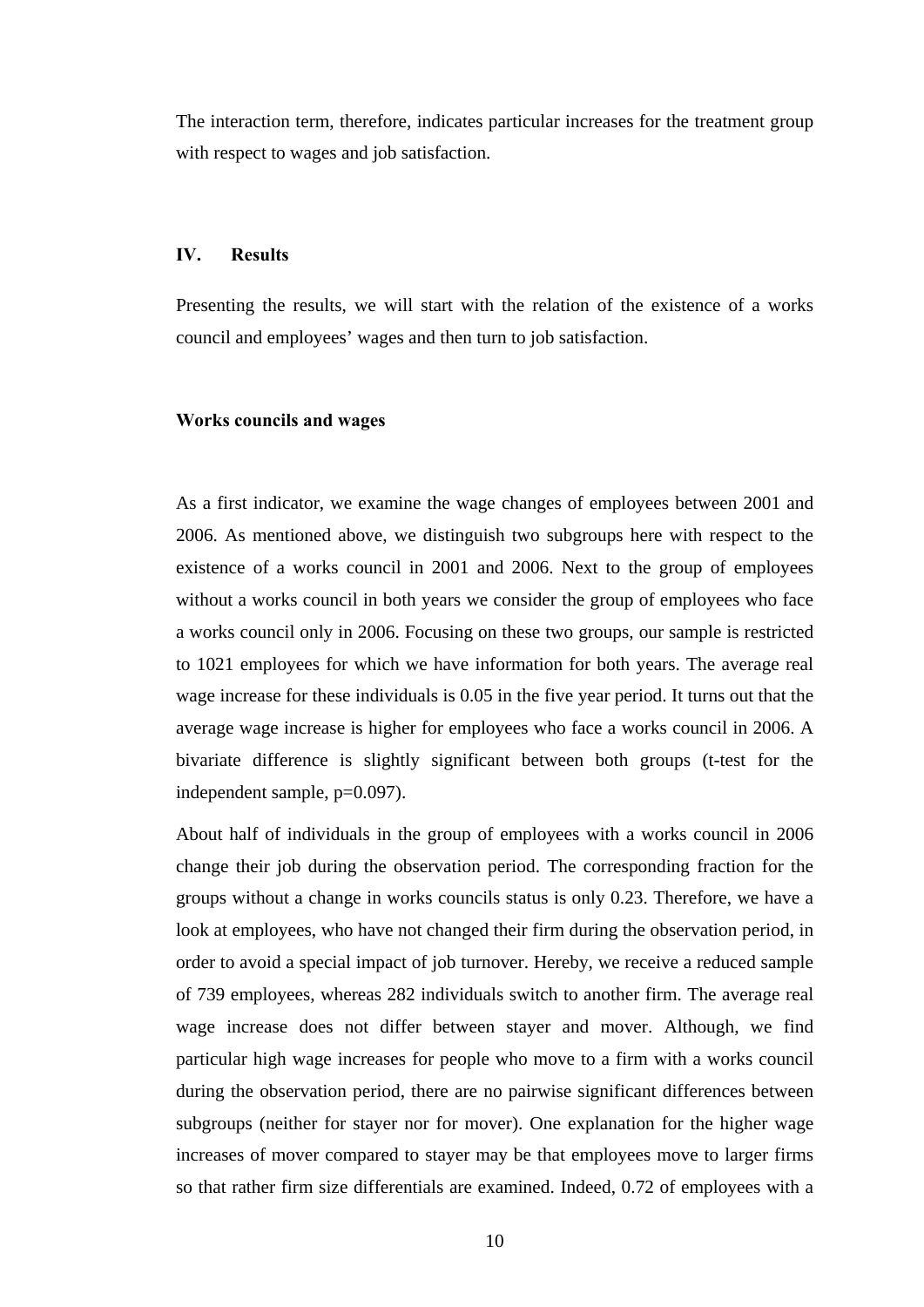The interaction term, therefore, indicates particular increases for the treatment group with respect to wages and job satisfaction.

## IV. Results

Presenting the results, we will start with the relation of the existence of a works council and employees' wages and then turn to job satisfaction.

### Works councils and wages

As a first indicator, we examine the wage changes of employees between 2001 and 2006. As mentioned above, we distinguish two subgroups here with respect to the existence of a works council in 2001 and 2006. Next to the group of employees without a works council in both years we consider the group of employees who face a works council only in 2006. Focusing on these two groups, our sample is restricted to 1021 employees for which we have information for both years. The average real wage increase for these individuals is 0.05 in the five year period. It turns out that the average wage increase is higher for employees who face a works council in 2006. A bivariate difference is slightly significant between both groups (t-test for the independent sample, p=0.097).

About half of individuals in the group of employees with a works council in 2006 change their job during the observation period. The corresponding fraction for the groups without a change in works councils status is only 0.23. Therefore, we have a look at employees, who have not changed their firm during the observation period, in order to avoid a special impact of job turnover. Hereby, we receive a reduced sample of 739 employees, whereas 282 individuals switch to another firm. The average real wage increase does not differ between stayer and mover. Although, we find particular high wage increases for people who move to a firm with a works council during the observation period, there are no pairwise significant differences between subgroups (neither for stayer nor for mover). One explanation for the higher wage increases of mover compared to stayer may be that employees move to larger firms so that rather firm size differentials are examined. Indeed, 0.72 of employees with a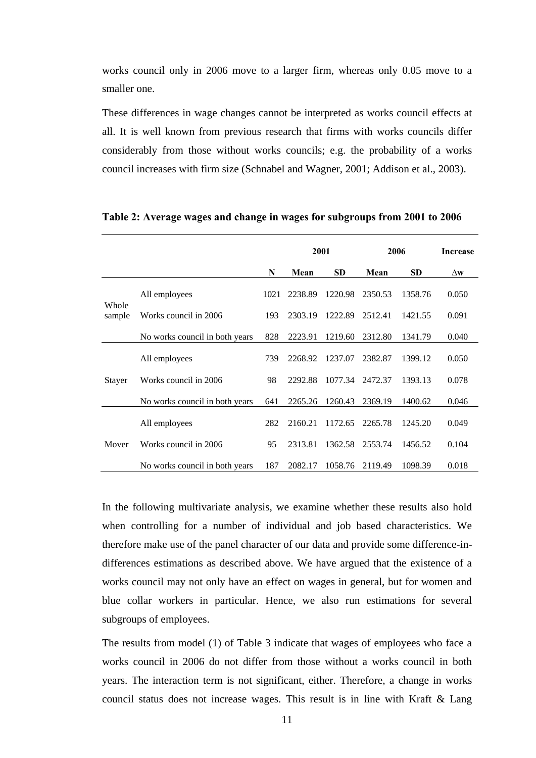works council only in 2006 move to a larger firm, whereas only 0.05 move to a smaller one.

These differences in wage changes cannot be interpreted as works council effects at all. It is well known from previous research that firms with works councils differ considerably from those without works councils; e.g. the probability of a works council increases with firm size (Schnabel and Wagner, 2001; Addison et al., 2003).

**Table 2: Average wages and change in wages for subgroups from 2001 to 2006**

| | | | 2001 | | 2006 | | Increase |
|---|---|---|---|---|---|---|---|
| | | **N** | **Mean** | **SD** | **Mean** | **SD** | **$\Delta w$** |
| Whole sample | All employees | 1021 | 2238.89 | 1220.98 | 2350.53 | 1358.76 | 0.050 |
| | Works council in 2006 | 193 | 2303.19 | 1222.89 | 2512.41 | 1421.55 | 0.091 |
| | No works council in both years | 828 | 2223.91 | 1219.60 | 2312.80 | 1341.79 | 0.040 |
| Stayer | All employees | 739 | 2268.92 | 1237.07 | 2382.87 | 1399.12 | 0.050 |
| | Works council in 2006 | 98 | 2292.88 | 1077.34 | 2472.37 | 1393.13 | 0.078 |
| | No works council in both years | 641 | 2265.26 | 1260.43 | 2369.19 | 1400.62 | 0.046 |
| Mover | All employees | 282 | 2160.21 | 1172.65 | 2265.78 | 1245.20 | 0.049 |
| | Works council in 2006 | 95 | 2313.81 | 1362.58 | 2553.74 | 1456.52 | 0.104 |
| | No works council in both years | 187 | 2082.17 | 1058.76 | 2119.49 | 1098.39 | 0.018 |

In the following multivariate analysis, we examine whether these results also hold when controlling for a number of individual and job based characteristics. We therefore make use of the panel character of our data and provide some difference-in-differences estimations as described above. We have argued that the existence of a works council may not only have an effect on wages in general, but for women and blue collar workers in particular. Hence, we also run estimations for several subgroups of employees.

The results from model (1) of Table 3 indicate that wages of employees who face a works council in 2006 do not differ from those without a works council in both years. The interaction term is not significant, either. Therefore, a change in works council status does not increase wages. This result is in line with Kraft & Lang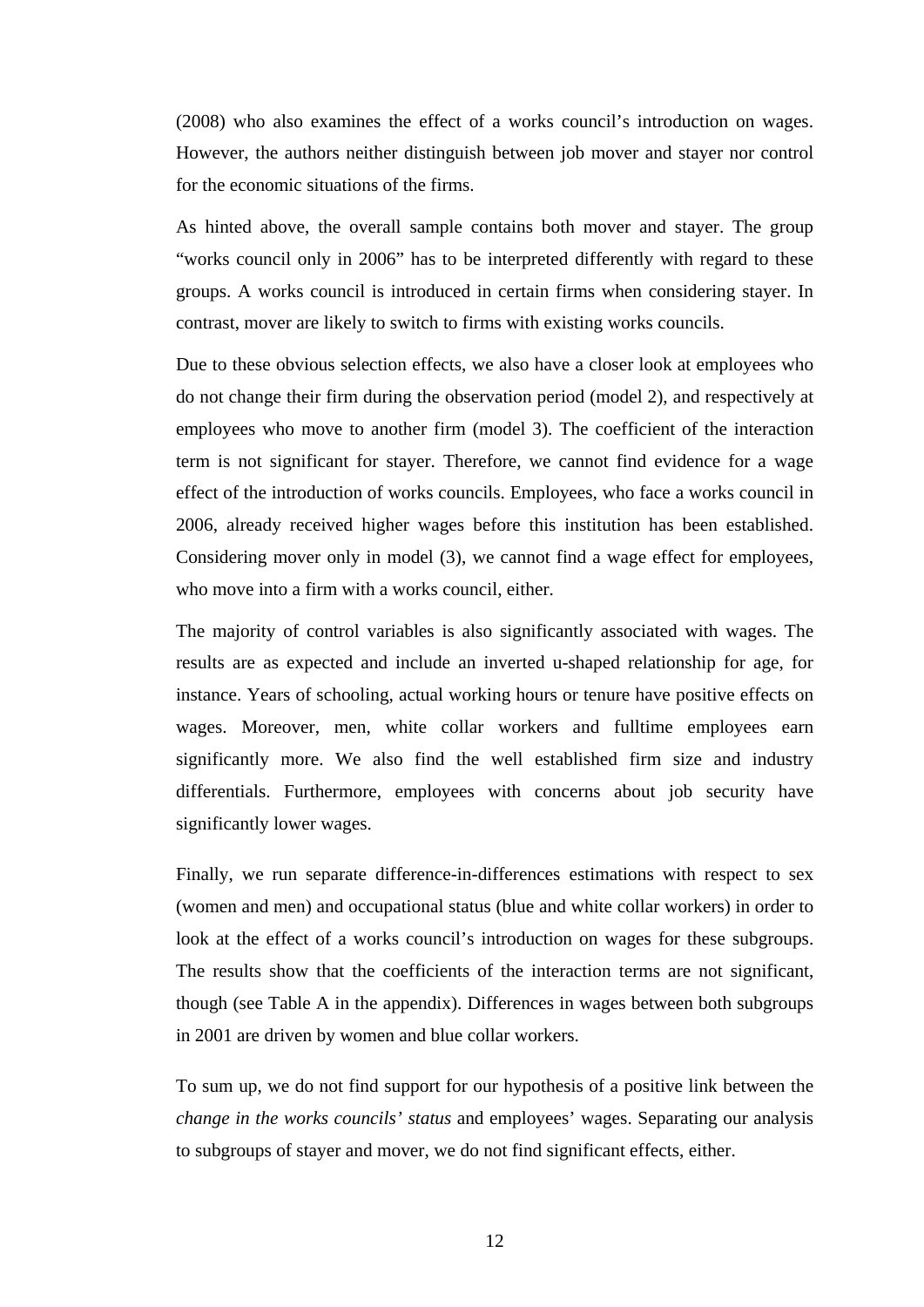(2008) who also examines the effect of a works council's introduction on wages. However, the authors neither distinguish between job mover and stayer nor control for the economic situations of the firms.

As hinted above, the overall sample contains both mover and stayer. The group "works council only in 2006" has to be interpreted differently with regard to these groups. A works council is introduced in certain firms when considering stayer. In contrast, mover are likely to switch to firms with existing works councils.

Due to these obvious selection effects, we also have a closer look at employees who do not change their firm during the observation period (model 2), and respectively at employees who move to another firm (model 3). The coefficient of the interaction term is not significant for stayer. Therefore, we cannot find evidence for a wage effect of the introduction of works councils. Employees, who face a works council in 2006, already received higher wages before this institution has been established. Considering mover only in model (3), we cannot find a wage effect for employees, who move into a firm with a works council, either.

The majority of control variables is also significantly associated with wages. The results are as expected and include an inverted u-shaped relationship for age, for instance. Years of schooling, actual working hours or tenure have positive effects on wages. Moreover, men, white collar workers and fulltime employees earn significantly more. We also find the well established firm size and industry differentials. Furthermore, employees with concerns about job security have significantly lower wages.

Finally, we run separate difference-in-differences estimations with respect to sex (women and men) and occupational status (blue and white collar workers) in order to look at the effect of a works council's introduction on wages for these subgroups. The results show that the coefficients of the interaction terms are not significant, though (see Table A in the appendix). Differences in wages between both subgroups in 2001 are driven by women and blue collar workers.

To sum up, we do not find support for our hypothesis of a positive link between the *change in the works councils' status* and employees' wages. Separating our analysis to subgroups of stayer and mover, we do not find significant effects, either.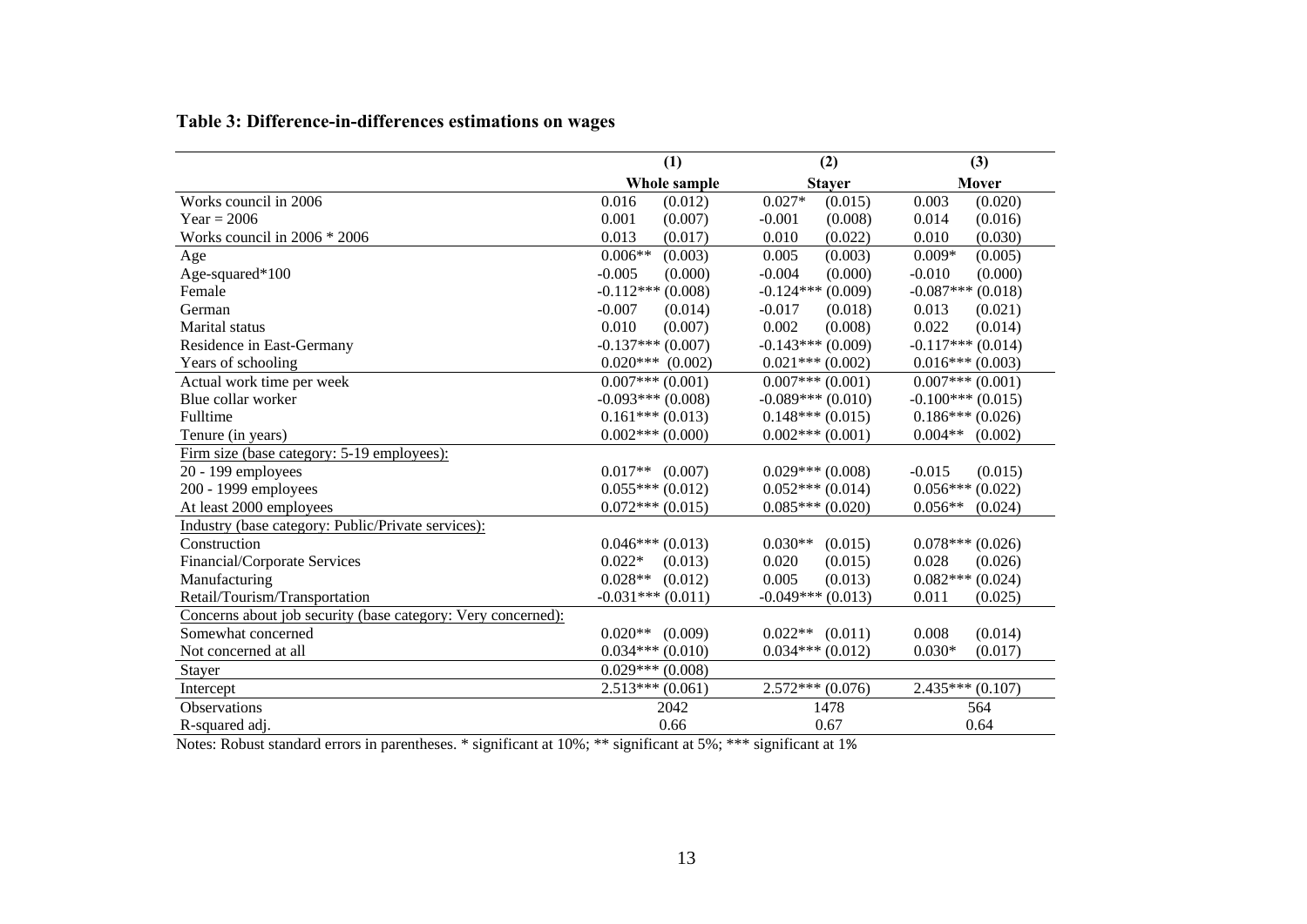**Table 3: Difference-in-differences estimations on wages**

| | (1) | | (2) | | (3) | |
|---|---|---|---|---|---|---|
| | Whole sample | | Stayer | | Mover | |
| Works council in 2006 | 0.016 | (0.012) | 0.027* | (0.015) | 0.003 | (0.020) |
| Year = 2006 | 0.001 | (0.007) | -0.001 | (0.008) | 0.014 | (0.016) |
| Works council in 2006 * 2006 | 0.013 | (0.017) | 0.010 | (0.022) | 0.010 | (0.030) |
| Age | 0.006** | (0.003) | 0.005 | (0.003) | 0.009* | (0.005) |
| Age-squared*100 | -0.005 | (0.000) | -0.004 | (0.000) | -0.010 | (0.000) |
| Female | -0.112*** | (0.008) | -0.124*** | (0.009) | -0.087*** | (0.018) |
| German | -0.007 | (0.014) | -0.017 | (0.018) | 0.013 | (0.021) |
| Marital status | 0.010 | (0.007) | 0.002 | (0.008) | 0.022 | (0.014) |
| Residence in East-Germany | -0.137*** | (0.007) | -0.143*** | (0.009) | -0.117*** | (0.014) |
| Years of schooling | 0.020*** | (0.002) | 0.021*** | (0.002) | 0.016*** | (0.003) |
| Actual work time per week | 0.007*** | (0.001) | 0.007*** | (0.001) | 0.007*** | (0.001) |
| Blue collar worker | -0.093*** | (0.008) | -0.089*** | (0.010) | -0.100*** | (0.015) |
| Fulltime | 0.161*** | (0.013) | 0.148*** | (0.015) | 0.186*** | (0.026) |
| Tenure (in years) | 0.002*** | (0.000) | 0.002*** | (0.001) | 0.004** | (0.002) |
| Firm size (base category: 5-19 employees): | | | | | | |
| 20 - 199 employees | 0.017** | (0.007) | 0.029*** | (0.008) | -0.015 | (0.015) |
| 200 - 1999 employees | 0.055*** | (0.012) | 0.052*** | (0.014) | 0.056*** | (0.022) |
| At least 2000 employees | 0.072*** | (0.015) | 0.085*** | (0.020) | 0.056** | (0.024) |
| Industry (base category: Public/Private services): | | | | | | |
| Construction | 0.046*** | (0.013) | 0.030** | (0.015) | 0.078*** | (0.026) |
| Financial/Corporate Services | 0.022* | (0.013) | 0.020 | (0.015) | 0.028 | (0.026) |
| Manufacturing | 0.028** | (0.012) | 0.005 | (0.013) | 0.082*** | (0.024) |
| Retail/Tourism/Transportation | -0.031*** | (0.011) | -0.049*** | (0.013) | 0.011 | (0.025) |
| Concerns about job security (base category: Very concerned): | | | | | | |
| Somewhat concerned | 0.020** | (0.009) | 0.022** | (0.011) | 0.008 | (0.014) |
| Not concerned at all | 0.034*** | (0.010) | 0.034*** | (0.012) | 0.030* | (0.017) |
| Stayer | 0.029*** | (0.008) | | | | |
| Intercept | 2.513*** | (0.061) | 2.572*** | (0.076) | 2.435*** | (0.107) |
| Observations | 2042 | | 1478 | | 564 | |
| R-squared adj. | 0.66 | | 0.67 | | 0.64 | |

Notes: Robust standard errors in parentheses. * significant at 10%; ** significant at 5%; *** significant at 1%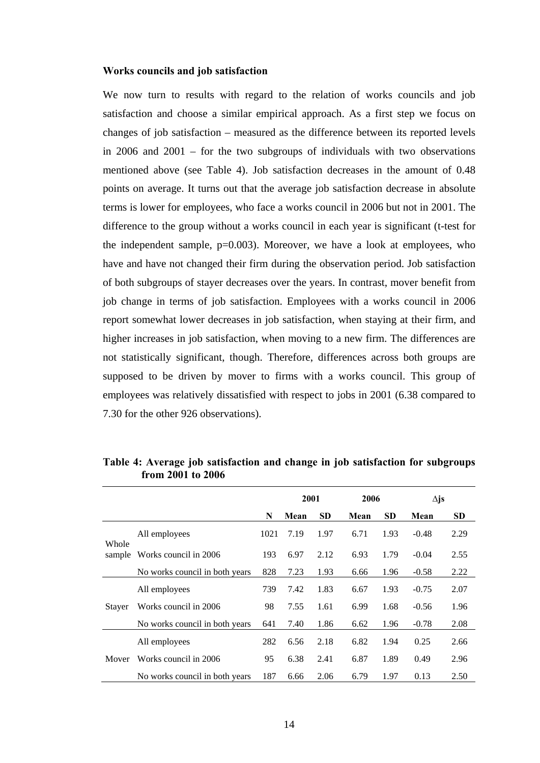### Works councils and job satisfaction

We now turn to results with regard to the relation of works councils and job satisfaction and choose a similar empirical approach. As a first step we focus on changes of job satisfaction – measured as the difference between its reported levels in 2006 and 2001 – for the two subgroups of individuals with two observations mentioned above (see Table 4). Job satisfaction decreases in the amount of 0.48 points on average. It turns out that the average job satisfaction decrease in absolute terms is lower for employees, who face a works council in 2006 but not in 2001. The difference to the group without a works council in each year is significant (t-test for the independent sample, p=0.003). Moreover, we have a look at employees, who have and have not changed their firm during the observation period. Job satisfaction of both subgroups of stayer decreases over the years. In contrast, mover benefit from job change in terms of job satisfaction. Employees with a works council in 2006 report somewhat lower decreases in job satisfaction, when staying at their firm, and higher increases in job satisfaction, when moving to a new firm. The differences are not statistically significant, though. Therefore, differences across both groups are supposed to be driven by mover to firms with a works council. This group of employees was relatively dissatisfied with respect to jobs in 2001 (6.38 compared to 7.30 for the other 926 observations).

**Table 4: Average job satisfaction and change in job satisfaction for subgroups from 2001 to 2006**

| | | | 2001 | | 2006 | | $\Delta$js | |
|---|---|---|---|---|---|---|---|---|
| | | N | Mean | SD | Mean | SD | Mean | SD |
| Whole sample | All employees | 1021 | 7.19 | 1.97 | 6.71 | 1.93 | -0.48 | 2.29 |
| | Works council in 2006 | 193 | 6.97 | 2.12 | 6.93 | 1.79 | -0.04 | 2.55 |
| | No works council in both years | 828 | 7.23 | 1.93 | 6.66 | 1.96 | -0.58 | 2.22 |
| Stayer | All employees | 739 | 7.42 | 1.83 | 6.67 | 1.93 | -0.75 | 2.07 |
| | Works council in 2006 | 98 | 7.55 | 1.61 | 6.99 | 1.68 | -0.56 | 1.96 |
| | No works council in both years | 641 | 7.40 | 1.86 | 6.62 | 1.96 | -0.78 | 2.08 |
| Mover | All employees | 282 | 6.56 | 2.18 | 6.82 | 1.94 | 0.25 | 2.66 |
| | Works council in 2006 | 95 | 6.38 | 2.41 | 6.87 | 1.89 | 0.49 | 2.96 |
| | No works council in both years | 187 | 6.66 | 2.06 | 6.79 | 1.97 | 0.13 | 2.50 |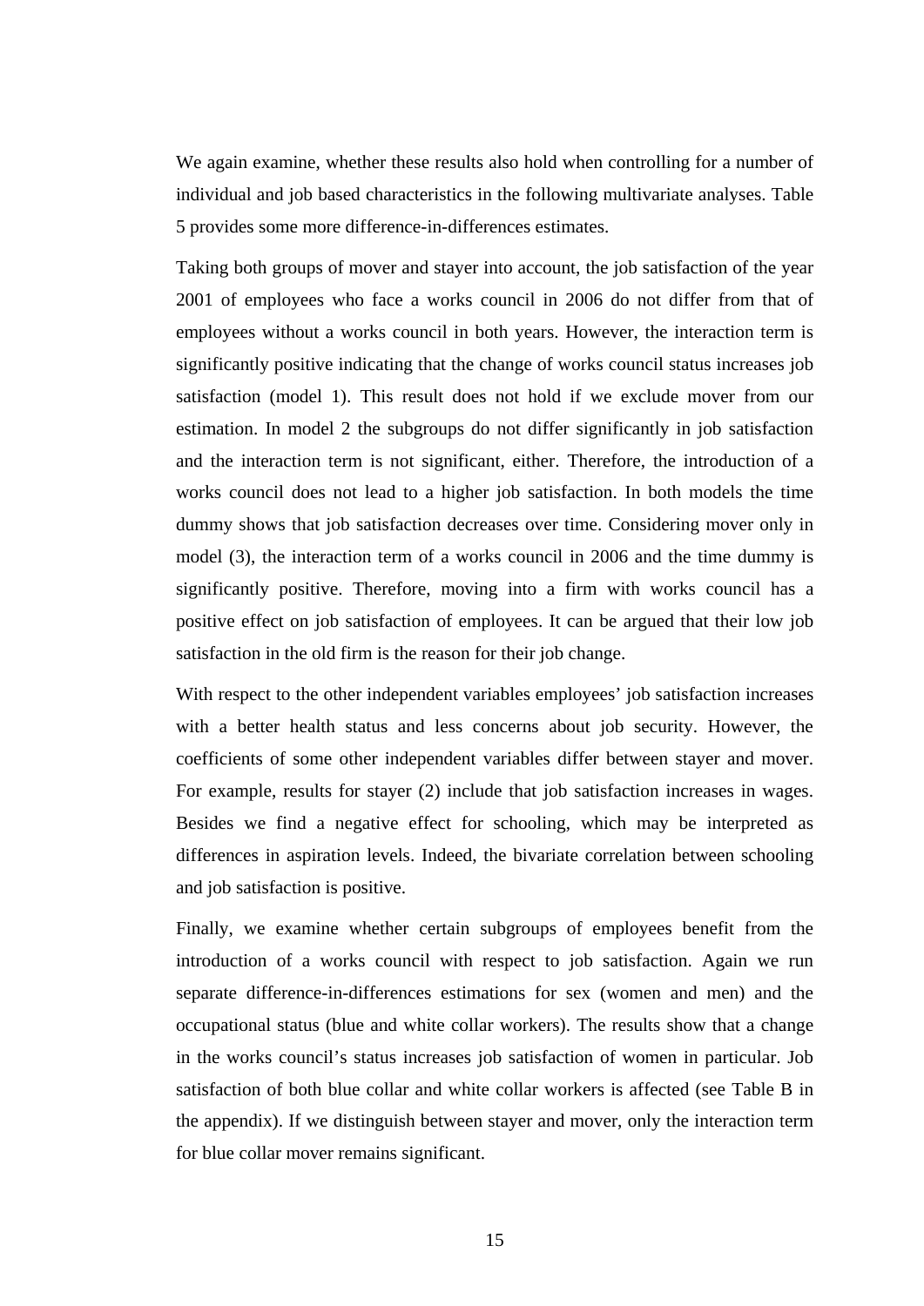We again examine, whether these results also hold when controlling for a number of individual and job based characteristics in the following multivariate analyses. Table 5 provides some more difference-in-differences estimates.

Taking both groups of mover and stayer into account, the job satisfaction of the year 2001 of employees who face a works council in 2006 do not differ from that of employees without a works council in both years. However, the interaction term is significantly positive indicating that the change of works council status increases job satisfaction (model 1). This result does not hold if we exclude mover from our estimation. In model 2 the subgroups do not differ significantly in job satisfaction and the interaction term is not significant, either. Therefore, the introduction of a works council does not lead to a higher job satisfaction. In both models the time dummy shows that job satisfaction decreases over time. Considering mover only in model (3), the interaction term of a works council in 2006 and the time dummy is significantly positive. Therefore, moving into a firm with works council has a positive effect on job satisfaction of employees. It can be argued that their low job satisfaction in the old firm is the reason for their job change.

With respect to the other independent variables employees' job satisfaction increases with a better health status and less concerns about job security. However, the coefficients of some other independent variables differ between stayer and mover. For example, results for stayer (2) include that job satisfaction increases in wages. Besides we find a negative effect for schooling, which may be interpreted as differences in aspiration levels. Indeed, the bivariate correlation between schooling and job satisfaction is positive.

Finally, we examine whether certain subgroups of employees benefit from the introduction of a works council with respect to job satisfaction. Again we run separate difference-in-differences estimations for sex (women and men) and the occupational status (blue and white collar workers). The results show that a change in the works council's status increases job satisfaction of women in particular. Job satisfaction of both blue collar and white collar workers is affected (see Table B in the appendix). If we distinguish between stayer and mover, only the interaction term for blue collar mover remains significant.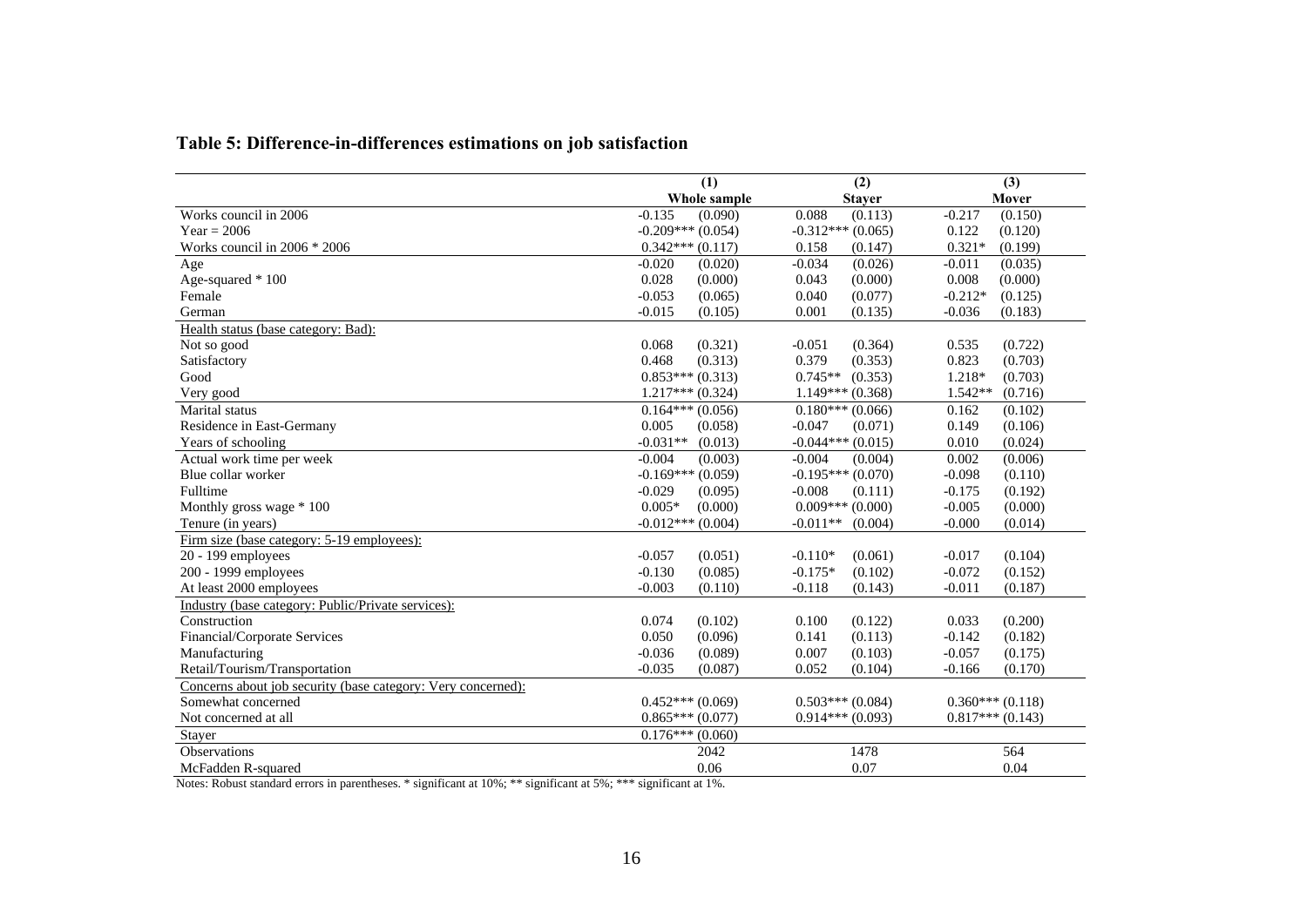## Table 5: Difference-in-differences estimations on job satisfaction

| | (1) | | (2) | | (3) | |
|---|---|---|---|---|---|---|
| | Whole sample | | Stayer | | Mover | |
| Works council in 2006 | -0.135 | (0.090) | 0.088 | (0.113) | -0.217 | (0.150) |
| Year = 2006 | -0.209*** | (0.054) | -0.312*** | (0.065) | 0.122 | (0.120) |
| Works council in 2006 * 2006 | 0.342*** | (0.117) | 0.158 | (0.147) | 0.321* | (0.199) |
| Age | -0.020 | (0.020) | -0.034 | (0.026) | -0.011 | (0.035) |
| Age-squared * 100 | 0.028 | (0.000) | 0.043 | (0.000) | 0.008 | (0.000) |
| Female | -0.053 | (0.065) | 0.040 | (0.077) | -0.212* | (0.125) |
| German | -0.015 | (0.105) | 0.001 | (0.135) | -0.036 | (0.183) |
| Health status (base category: Bad): | | | | | | |
| Not so good | 0.068 | (0.321) | -0.051 | (0.364) | 0.535 | (0.722) |
| Satisfactory | 0.468 | (0.313) | 0.379 | (0.353) | 0.823 | (0.703) |
| Good | 0.853*** | (0.313) | 0.745** | (0.353) | 1.218* | (0.703) |
| Very good | 1.217*** | (0.324) | 1.149*** | (0.368) | 1.542** | (0.716) |
| Marital status | 0.164*** | (0.056) | 0.180*** | (0.066) | 0.162 | (0.102) |
| Residence in East-Germany | 0.005 | (0.058) | -0.047 | (0.071) | 0.149 | (0.106) |
| Years of schooling | -0.031** | (0.013) | -0.044*** | (0.015) | 0.010 | (0.024) |
| Actual work time per week | -0.004 | (0.003) | -0.004 | (0.004) | 0.002 | (0.006) |
| Blue collar worker | -0.169*** | (0.059) | -0.195*** | (0.070) | -0.098 | (0.110) |
| Fulltime | -0.029 | (0.095) | -0.008 | (0.111) | -0.175 | (0.192) |
| Monthly gross wage * 100 | 0.005* | (0.000) | 0.009*** | (0.000) | -0.005 | (0.000) |
| Tenure (in years) | -0.012*** | (0.004) | -0.011** | (0.004) | -0.000 | (0.014) |
| Firm size (base category: 5-19 employees): | | | | | | |
| 20 - 199 employees | -0.057 | (0.051) | -0.110* | (0.061) | -0.017 | (0.104) |
| 200 - 1999 employees | -0.130 | (0.085) | -0.175* | (0.102) | -0.072 | (0.152) |
| At least 2000 employees | -0.003 | (0.110) | -0.118 | (0.143) | -0.011 | (0.187) |
| Industry (base category: Public/Private services): | | | | | | |
| Construction | 0.074 | (0.102) | 0.100 | (0.122) | 0.033 | (0.200) |
| Financial/Corporate Services | 0.050 | (0.096) | 0.141 | (0.113) | -0.142 | (0.182) |
| Manufacturing | -0.036 | (0.089) | 0.007 | (0.103) | -0.057 | (0.175) |
| Retail/Tourism/Transportation | -0.035 | (0.087) | 0.052 | (0.104) | -0.166 | (0.170) |
| Concerns about job security (base category: Very concerned): | | | | | | |
| Somewhat concerned | 0.452*** | (0.069) | 0.503*** | (0.084) | 0.360*** | (0.118) |
| Not concerned at all | 0.865*** | (0.077) | 0.914*** | (0.093) | 0.817*** | (0.143) |
| Stayer | 0.176*** | (0.060) | | | | |
| Observations | 2042 | | 1478 | | 564 | |
| McFadden R-squared | 0.06 | | 0.07 | | 0.04 | |

Notes: Robust standard errors in parentheses. * significant at 10%; ** significant at 5%; *** significant at 1%.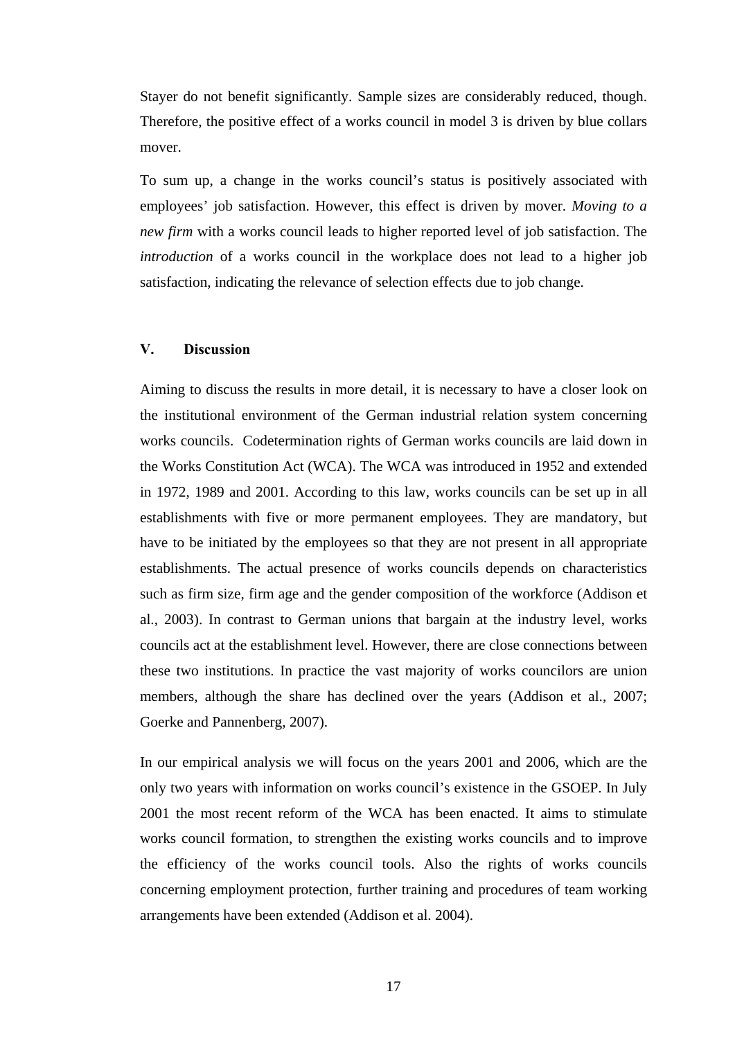Stayer do not benefit significantly. Sample sizes are considerably reduced, though. Therefore, the positive effect of a works council in model 3 is driven by blue collars mover.

To sum up, a change in the works council's status is positively associated with employees' job satisfaction. However, this effect is driven by mover. *Moving to a new firm* with a works council leads to higher reported level of job satisfaction. The *introduction* of a works council in the workplace does not lead to a higher job satisfaction, indicating the relevance of selection effects due to job change.

## V. Discussion

Aiming to discuss the results in more detail, it is necessary to have a closer look on the institutional environment of the German industrial relation system concerning works councils. Codetermination rights of German works councils are laid down in the Works Constitution Act (WCA). The WCA was introduced in 1952 and extended in 1972, 1989 and 2001. According to this law, works councils can be set up in all establishments with five or more permanent employees. They are mandatory, but have to be initiated by the employees so that they are not present in all appropriate establishments. The actual presence of works councils depends on characteristics such as firm size, firm age and the gender composition of the workforce (Addison et al., 2003). In contrast to German unions that bargain at the industry level, works councils act at the establishment level. However, there are close connections between these two institutions. In practice the vast majority of works councilors are union members, although the share has declined over the years (Addison et al., 2007; Goerke and Pannenberg, 2007).

In our empirical analysis we will focus on the years 2001 and 2006, which are the only two years with information on works council's existence in the GSOEP. In July 2001 the most recent reform of the WCA has been enacted. It aims to stimulate works council formation, to strengthen the existing works councils and to improve the efficiency of the works council tools. Also the rights of works councils concerning employment protection, further training and procedures of team working arrangements have been extended (Addison et al. 2004).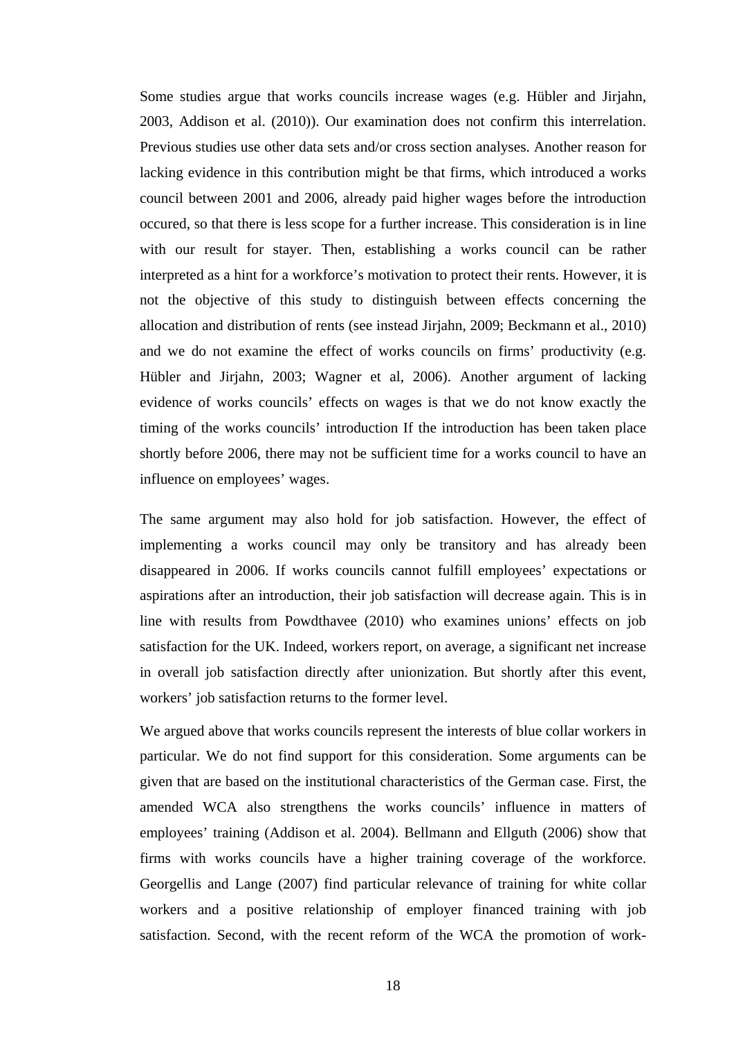Some studies argue that works councils increase wages (e.g. Hübler and Jirjahn, 2003, Addison et al. (2010)). Our examination does not confirm this interrelation. Previous studies use other data sets and/or cross section analyses. Another reason for lacking evidence in this contribution might be that firms, which introduced a works council between 2001 and 2006, already paid higher wages before the introduction occured, so that there is less scope for a further increase. This consideration is in line with our result for stayer. Then, establishing a works council can be rather interpreted as a hint for a workforce's motivation to protect their rents. However, it is not the objective of this study to distinguish between effects concerning the allocation and distribution of rents (see instead Jirjahn, 2009; Beckmann et al., 2010) and we do not examine the effect of works councils on firms' productivity (e.g. Hübler and Jirjahn, 2003; Wagner et al, 2006). Another argument of lacking evidence of works councils' effects on wages is that we do not know exactly the timing of the works councils' introduction If the introduction has been taken place shortly before 2006, there may not be sufficient time for a works council to have an influence on employees' wages.

The same argument may also hold for job satisfaction. However, the effect of implementing a works council may only be transitory and has already been disappeared in 2006. If works councils cannot fulfill employees' expectations or aspirations after an introduction, their job satisfaction will decrease again. This is in line with results from Powdthavee (2010) who examines unions' effects on job satisfaction for the UK. Indeed, workers report, on average, a significant net increase in overall job satisfaction directly after unionization. But shortly after this event, workers' job satisfaction returns to the former level.

We argued above that works councils represent the interests of blue collar workers in particular. We do not find support for this consideration. Some arguments can be given that are based on the institutional characteristics of the German case. First, the amended WCA also strengthens the works councils' influence in matters of employees' training (Addison et al. 2004). Bellmann and Ellguth (2006) show that firms with works councils have a higher training coverage of the workforce. Georgellis and Lange (2007) find particular relevance of training for white collar workers and a positive relationship of employer financed training with job satisfaction. Second, with the recent reform of the WCA the promotion of work-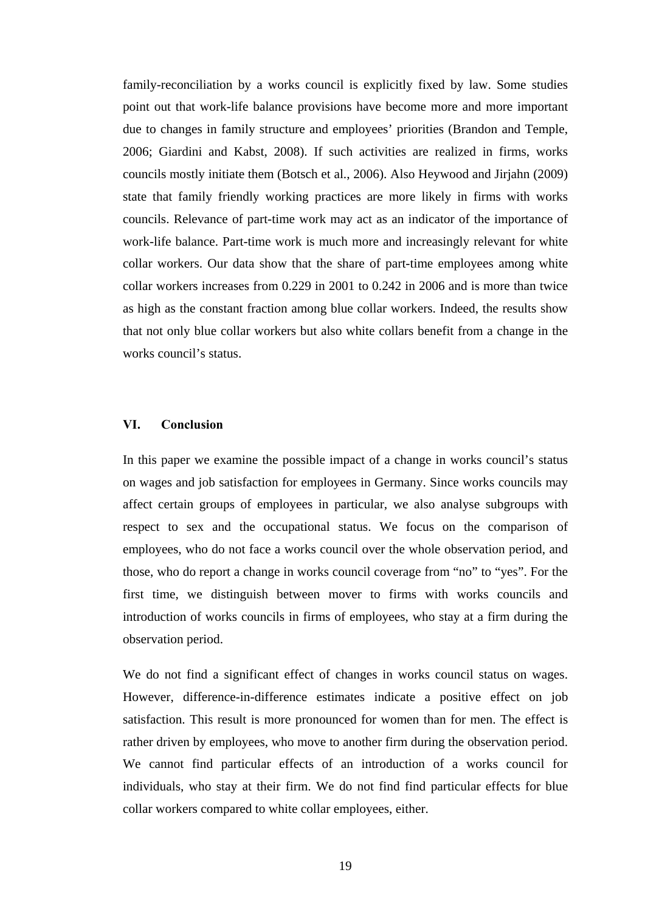family-reconciliation by a works council is explicitly fixed by law. Some studies point out that work-life balance provisions have become more and more important due to changes in family structure and employees' priorities (Brandon and Temple, 2006; Giardini and Kabst, 2008). If such activities are realized in firms, works councils mostly initiate them (Botsch et al., 2006). Also Heywood and Jirjahn (2009) state that family friendly working practices are more likely in firms with works councils. Relevance of part-time work may act as an indicator of the importance of work-life balance. Part-time work is much more and increasingly relevant for white collar workers. Our data show that the share of part-time employees among white collar workers increases from 0.229 in 2001 to 0.242 in 2006 and is more than twice as high as the constant fraction among blue collar workers. Indeed, the results show that not only blue collar workers but also white collars benefit from a change in the works council's status.

## VI. Conclusion

In this paper we examine the possible impact of a change in works council's status on wages and job satisfaction for employees in Germany. Since works councils may affect certain groups of employees in particular, we also analyse subgroups with respect to sex and the occupational status. We focus on the comparison of employees, who do not face a works council over the whole observation period, and those, who do report a change in works council coverage from "no" to "yes". For the first time, we distinguish between mover to firms with works councils and introduction of works councils in firms of employees, who stay at a firm during the observation period.

We do not find a significant effect of changes in works council status on wages. However, difference-in-difference estimates indicate a positive effect on job satisfaction. This result is more pronounced for women than for men. The effect is rather driven by employees, who move to another firm during the observation period. We cannot find particular effects of an introduction of a works council for individuals, who stay at their firm. We do not find find particular effects for blue collar workers compared to white collar employees, either.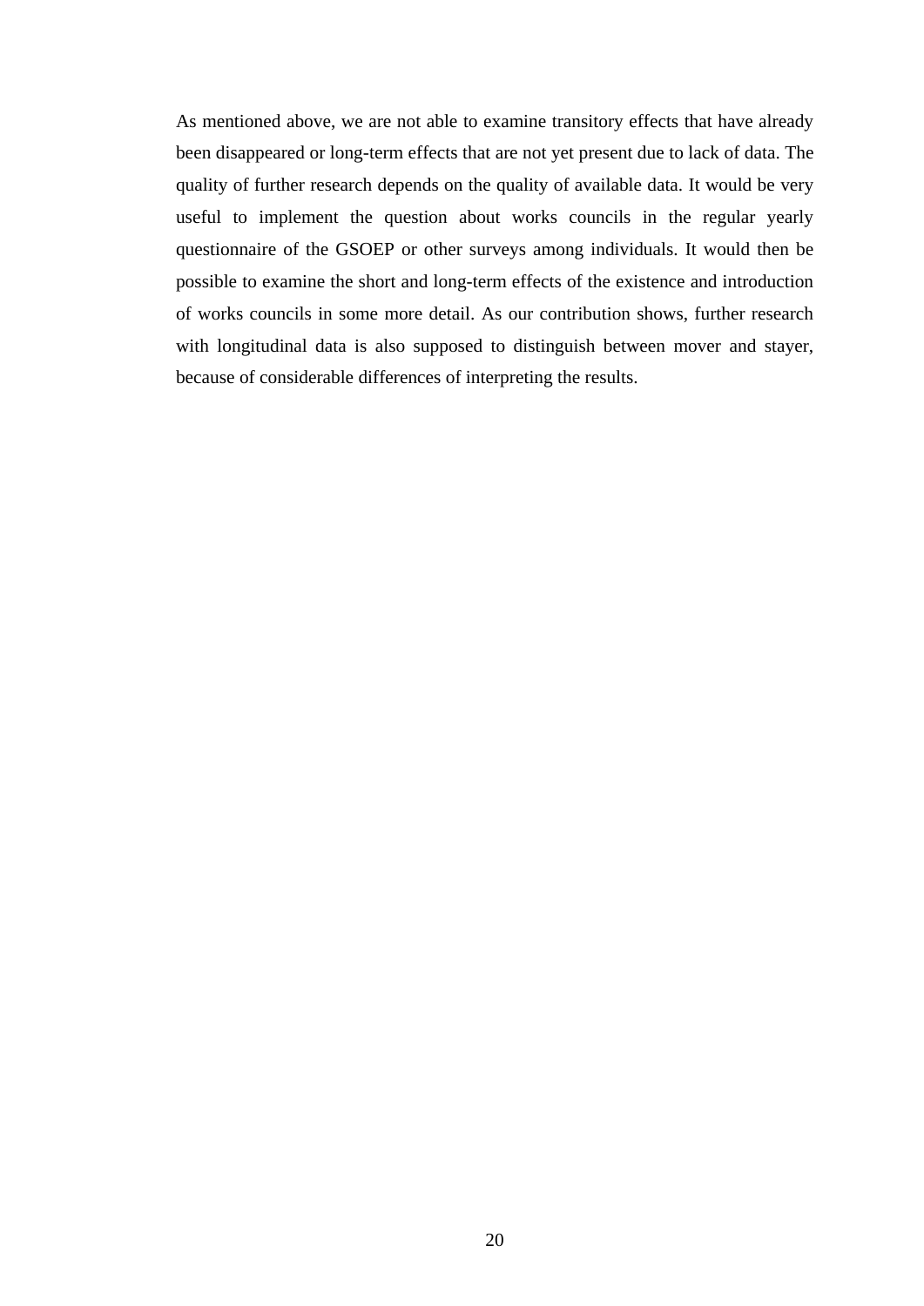As mentioned above, we are not able to examine transitory effects that have already been disappeared or long-term effects that are not yet present due to lack of data. The quality of further research depends on the quality of available data. It would be very useful to implement the question about works councils in the regular yearly questionnaire of the GSOEP or other surveys among individuals. It would then be possible to examine the short and long-term effects of the existence and introduction of works councils in some more detail. As our contribution shows, further research with longitudinal data is also supposed to distinguish between mover and stayer, because of considerable differences of interpreting the results.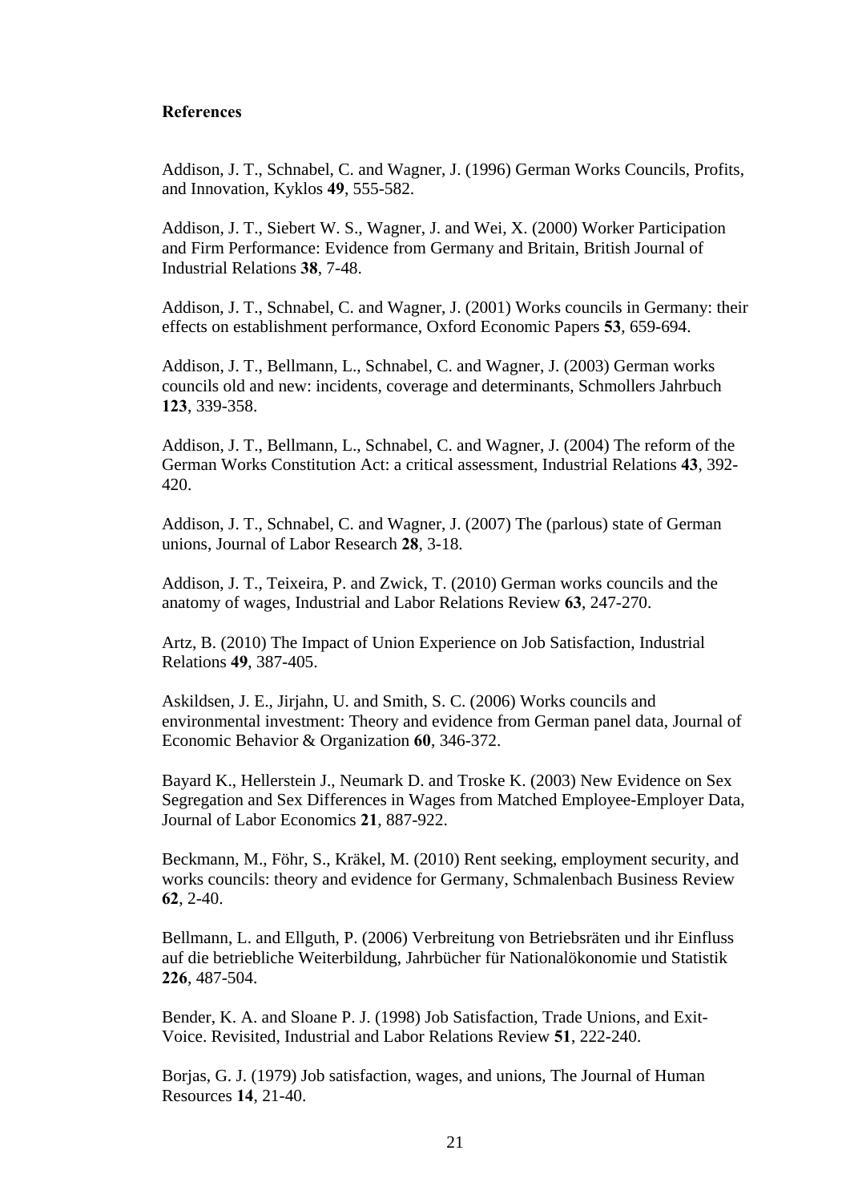**References**

Addison, J. T., Schnabel, C. and Wagner, J. (1996) German Works Councils, Profits, and Innovation, Kyklos **49**, 555-582.

Addison, J. T., Siebert W. S., Wagner, J. and Wei, X. (2000) Worker Participation and Firm Performance: Evidence from Germany and Britain, British Journal of Industrial Relations **38**, 7-48.

Addison, J. T., Schnabel, C. and Wagner, J. (2001) Works councils in Germany: their effects on establishment performance, Oxford Economic Papers **53**, 659-694.

Addison, J. T., Bellmann, L., Schnabel, C. and Wagner, J. (2003) German works councils old and new: incidents, coverage and determinants, Schmollers Jahrbuch **123**, 339-358.

Addison, J. T., Bellmann, L., Schnabel, C. and Wagner, J. (2004) The reform of the German Works Constitution Act: a critical assessment, Industrial Relations **43**, 392-420.

Addison, J. T., Schnabel, C. and Wagner, J. (2007) The (parlous) state of German unions, Journal of Labor Research **28**, 3-18.

Addison, J. T., Teixeira, P. and Zwick, T. (2010) German works councils and the anatomy of wages, Industrial and Labor Relations Review **63**, 247-270.

Artz, B. (2010) The Impact of Union Experience on Job Satisfaction, Industrial Relations **49**, 387-405.

Askildsen, J. E., Jirjahn, U. and Smith, S. C. (2006) Works councils and environmental investment: Theory and evidence from German panel data, Journal of Economic Behavior & Organization **60**, 346-372.

Bayard K., Hellerstein J., Neumark D. and Troske K. (2003) New Evidence on Sex Segregation and Sex Differences in Wages from Matched Employee-Employer Data, Journal of Labor Economics **21**, 887-922.

Beckmann, M., Föhr, S., Kräkel, M. (2010) Rent seeking, employment security, and works councils: theory and evidence for Germany, Schmalenbach Business Review **62**, 2-40.

Bellmann, L. and Ellguth, P. (2006) Verbreitung von Betriebsräten und ihr Einfluss auf die betriebliche Weiterbildung, Jahrbücher für Nationalökonomie und Statistik **226**, 487-504.

Bender, K. A. and Sloane P. J. (1998) Job Satisfaction, Trade Unions, and Exit-Voice. Revisited, Industrial and Labor Relations Review **51**, 222-240.

Borjas, G. J. (1979) Job satisfaction, wages, and unions, The Journal of Human Resources **14**, 21-40.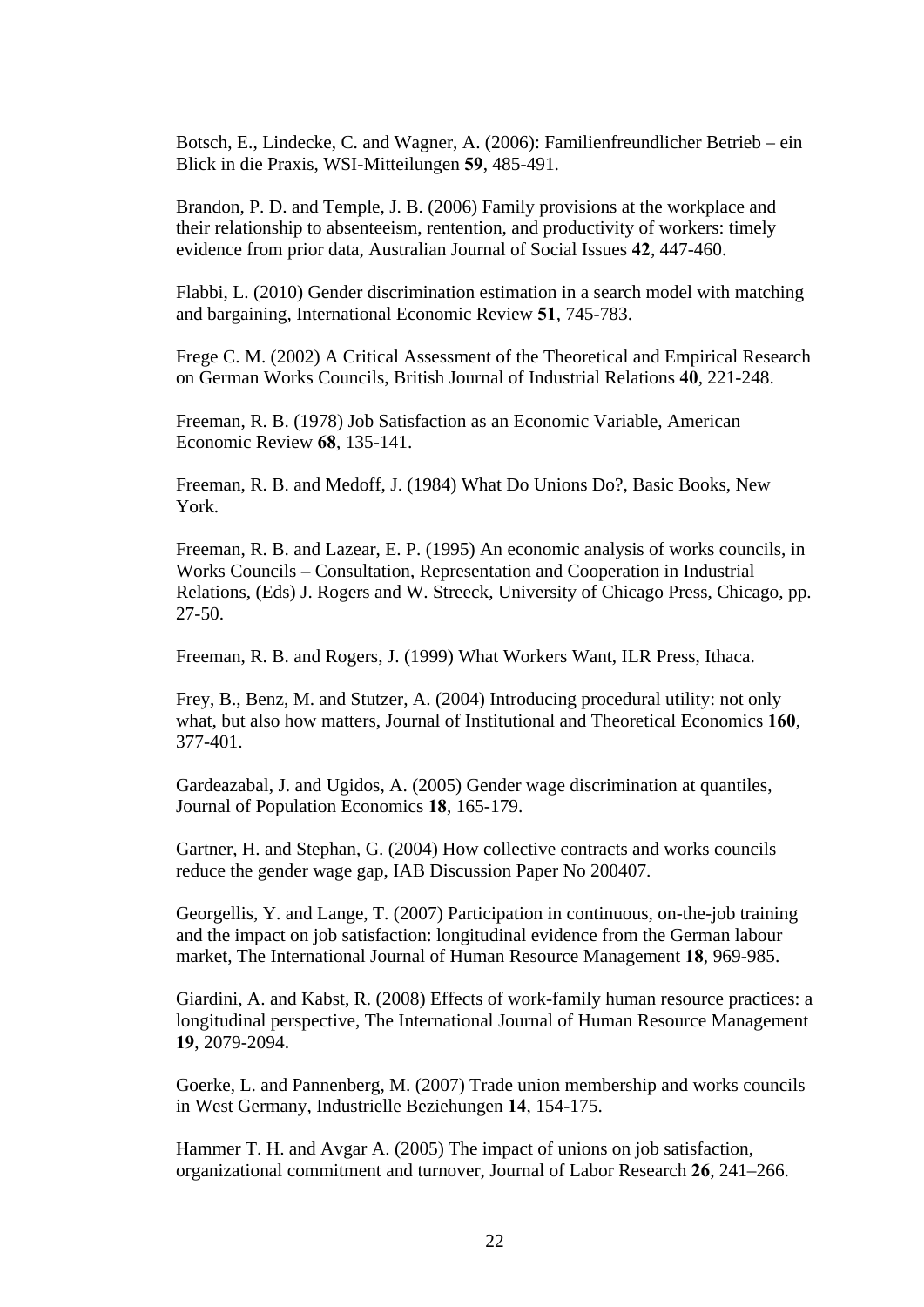Botsch, E., Lindecke, C. and Wagner, A. (2006): Familienfreundlicher Betrieb – ein Blick in die Praxis, WSI-Mitteilungen **59**, 485-491.

Brandon, P. D. and Temple, J. B. (2006) Family provisions at the workplace and their relationship to absenteeism, rentention, and productivity of workers: timely evidence from prior data, Australian Journal of Social Issues **42**, 447-460.

Flabbi, L. (2010) Gender discrimination estimation in a search model with matching and bargaining, International Economic Review **51**, 745-783.

Frege C. M. (2002) A Critical Assessment of the Theoretical and Empirical Research on German Works Councils, British Journal of Industrial Relations **40**, 221-248.

Freeman, R. B. (1978) Job Satisfaction as an Economic Variable, American Economic Review **68**, 135-141.

Freeman, R. B. and Medoff, J. (1984) What Do Unions Do?, Basic Books, New York.

Freeman, R. B. and Lazear, E. P. (1995) An economic analysis of works councils, in Works Councils – Consultation, Representation and Cooperation in Industrial Relations, (Eds) J. Rogers and W. Streeck, University of Chicago Press, Chicago, pp. 27-50.

Freeman, R. B. and Rogers, J. (1999) What Workers Want, ILR Press, Ithaca.

Frey, B., Benz, M. and Stutzer, A. (2004) Introducing procedural utility: not only what, but also how matters, Journal of Institutional and Theoretical Economics **160**, 377-401.

Gardeazabal, J. and Ugidos, A. (2005) Gender wage discrimination at quantiles, Journal of Population Economics **18**, 165-179.

Gartner, H. and Stephan, G. (2004) How collective contracts and works councils reduce the gender wage gap, IAB Discussion Paper No 200407.

Georgellis, Y. and Lange, T. (2007) Participation in continuous, on-the-job training and the impact on job satisfaction: longitudinal evidence from the German labour market, The International Journal of Human Resource Management **18**, 969-985.

Giardini, A. and Kabst, R. (2008) Effects of work-family human resource practices: a longitudinal perspective, The International Journal of Human Resource Management **19**, 2079-2094.

Goerke, L. and Pannenberg, M. (2007) Trade union membership and works councils in West Germany, Industrielle Beziehungen **14**, 154-175.

Hammer T. H. and Avgar A. (2005) The impact of unions on job satisfaction, organizational commitment and turnover, Journal of Labor Research **26**, 241–266.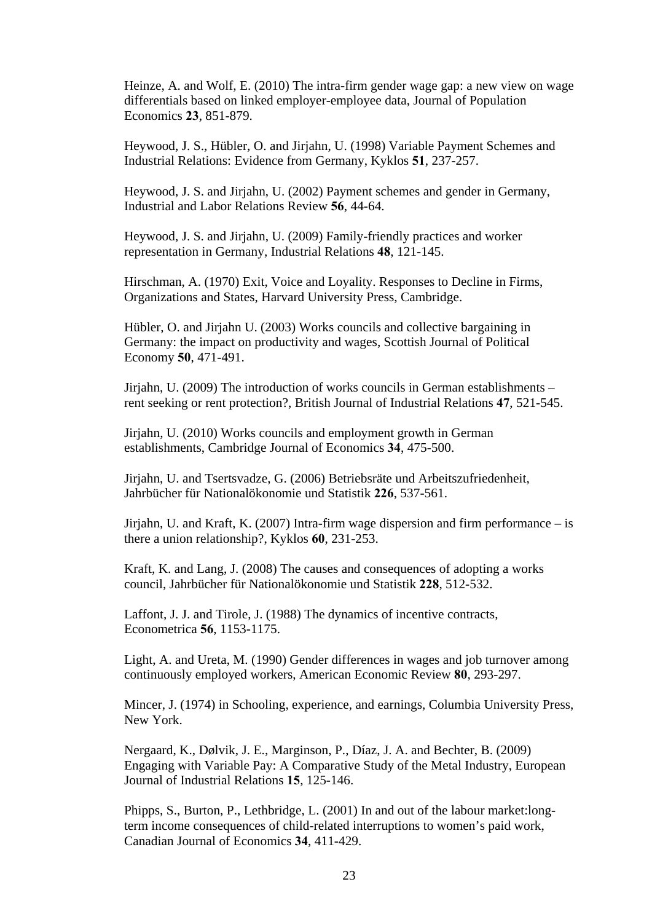Heinze, A. and Wolf, E. (2010) The intra-firm gender wage gap: a new view on wage differentials based on linked employer-employee data, Journal of Population Economics **23**, 851-879.

Heywood, J. S., Hübler, O. and Jirjahn, U. (1998) Variable Payment Schemes and Industrial Relations: Evidence from Germany, Kyklos **51**, 237-257.

Heywood, J. S. and Jirjahn, U. (2002) Payment schemes and gender in Germany, Industrial and Labor Relations Review **56**, 44-64.

Heywood, J. S. and Jirjahn, U. (2009) Family-friendly practices and worker representation in Germany, Industrial Relations **48**, 121-145.

Hirschman, A. (1970) Exit, Voice and Loyality. Responses to Decline in Firms, Organizations and States, Harvard University Press, Cambridge.

Hübler, O. and Jirjahn U. (2003) Works councils and collective bargaining in Germany: the impact on productivity and wages, Scottish Journal of Political Economy **50**, 471-491.

Jirjahn, U. (2009) The introduction of works councils in German establishments – rent seeking or rent protection?, British Journal of Industrial Relations **47**, 521-545.

Jirjahn, U. (2010) Works councils and employment growth in German establishments, Cambridge Journal of Economics **34**, 475-500.

Jirjahn, U. and Tsertsvadze, G. (2006) Betriebsräte und Arbeitszufriedenheit, Jahrbücher für Nationalökonomie und Statistik **226**, 537-561.

Jirjahn, U. and Kraft, K. (2007) Intra-firm wage dispersion and firm performance – is there a union relationship?, Kyklos **60**, 231-253.

Kraft, K. and Lang, J. (2008) The causes and consequences of adopting a works council, Jahrbücher für Nationalökonomie und Statistik **228**, 512-532.

Laffont, J. J. and Tirole, J. (1988) The dynamics of incentive contracts, Econometrica **56**, 1153-1175.

Light, A. and Ureta, M. (1990) Gender differences in wages and job turnover among continuously employed workers, American Economic Review **80**, 293-297.

Mincer, J. (1974) in Schooling, experience, and earnings, Columbia University Press, New York.

Nergaard, K., Dølvik, J. E., Marginson, P., Díaz, J. A. and Bechter, B. (2009) Engaging with Variable Pay: A Comparative Study of the Metal Industry, European Journal of Industrial Relations **15**, 125-146.

Phipps, S., Burton, P., Lethbridge, L. (2001) In and out of the labour market:long-term income consequences of child-related interruptions to women's paid work, Canadian Journal of Economics **34**, 411-429.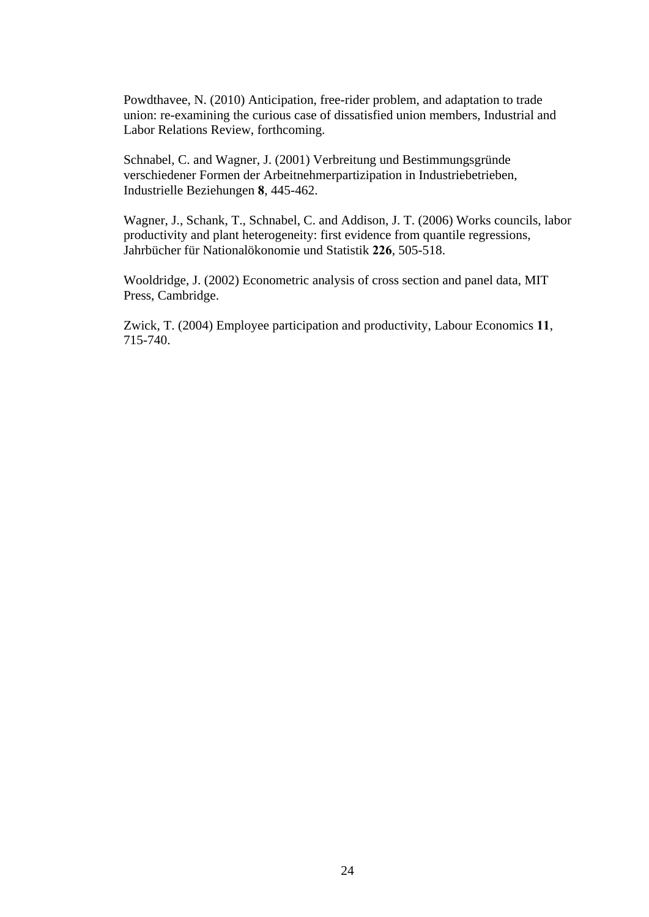Powdthavee, N. (2010) Anticipation, free-rider problem, and adaptation to trade union: re-examining the curious case of dissatisfied union members, Industrial and Labor Relations Review, forthcoming.

Schnabel, C. and Wagner, J. (2001) Verbreitung und Bestimmungsgründe verschiedener Formen der Arbeitnehmerpartizipation in Industriebetrieben, Industrielle Beziehungen **8**, 445-462.

Wagner, J., Schank, T., Schnabel, C. and Addison, J. T. (2006) Works councils, labor productivity and plant heterogeneity: first evidence from quantile regressions, Jahrbücher für Nationalökonomie und Statistik **226**, 505-518.

Wooldridge, J. (2002) Econometric analysis of cross section and panel data, MIT Press, Cambridge.

Zwick, T. (2004) Employee participation and productivity, Labour Economics **11**, 715-740.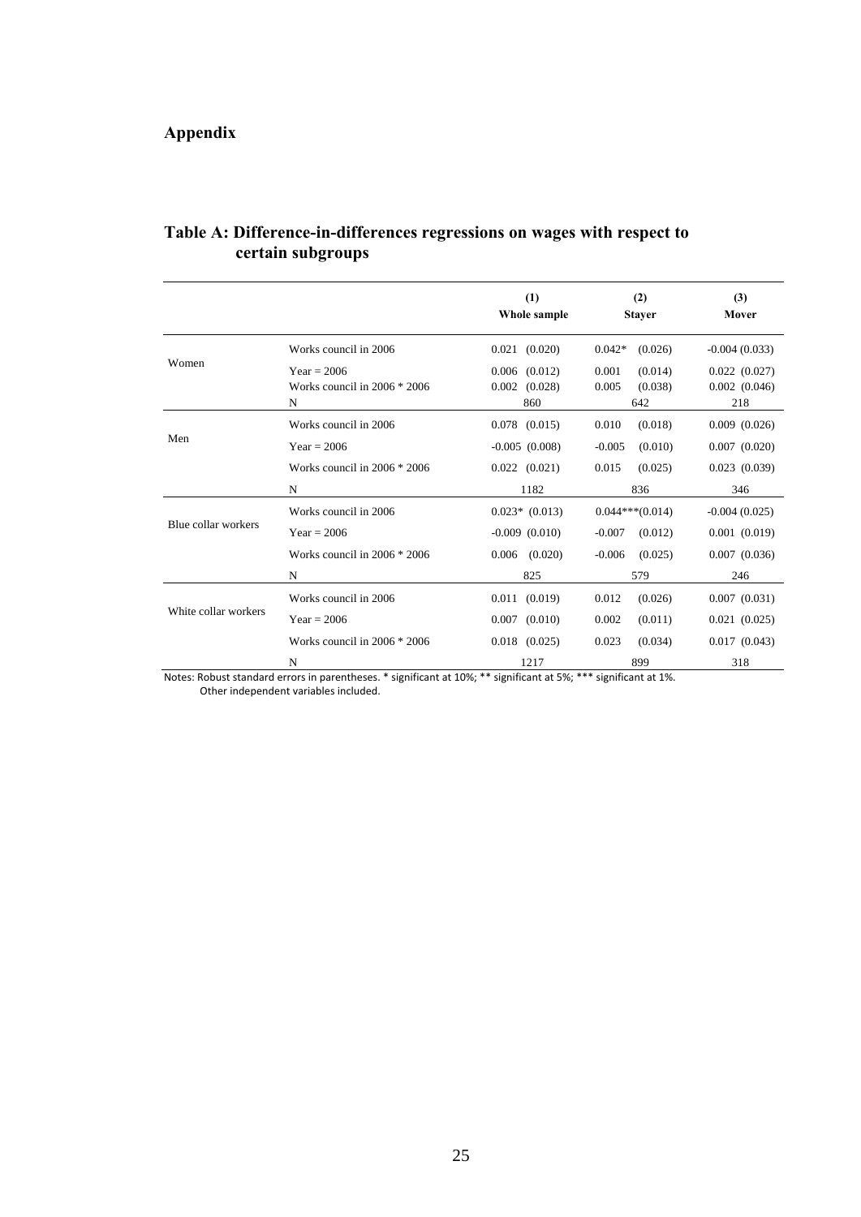# Appendix

## Table A: Difference-in-differences regressions on wages with respect to certain subgroups

| | | (1) Whole sample | (2) Stayer | (3) Mover |
|---|---|---|---|---|
| Women | Works council in 2006 | 0.021 (0.020) | 0.042* (0.026) | -0.004 (0.033) |
| | Year = 2006 | 0.006 (0.012) | 0.001 (0.014) | 0.022 (0.027) |
| | Works council in 2006 * 2006 | 0.002 (0.028) | 0.005 (0.038) | 0.002 (0.046) |
| | N | 860 | 642 | 218 |
| Men | Works council in 2006 | 0.078 (0.015) | 0.010 (0.018) | 0.009 (0.026) |
| | Year = 2006 | -0.005 (0.008) | -0.005 (0.010) | 0.007 (0.020) |
| | Works council in 2006 * 2006 | 0.022 (0.021) | 0.015 (0.025) | 0.023 (0.039) |
| | N | 1182 | 836 | 346 |
| Blue collar workers | Works council in 2006 | 0.023* (0.013) | 0.044*** (0.014) | -0.004 (0.025) |
| | Year = 2006 | -0.009 (0.010) | -0.007 (0.012) | 0.001 (0.019) |
| | Works council in 2006 * 2006 | 0.006 (0.020) | -0.006 (0.025) | 0.007 (0.036) |
| | N | 825 | 579 | 246 |
| White collar workers | Works council in 2006 | 0.011 (0.019) | 0.012 (0.026) | 0.007 (0.031) |
| | Year = 2006 | 0.007 (0.010) | 0.002 (0.011) | 0.021 (0.025) |
| | Works council in 2006 * 2006 | 0.018 (0.025) | 0.023 (0.034) | 0.017 (0.043) |
| | N | 1217 | 899 | 318 |

Notes: Robust standard errors in parentheses. * significant at 10%; ** significant at 5%; *** significant at 1%. Other independent variables included.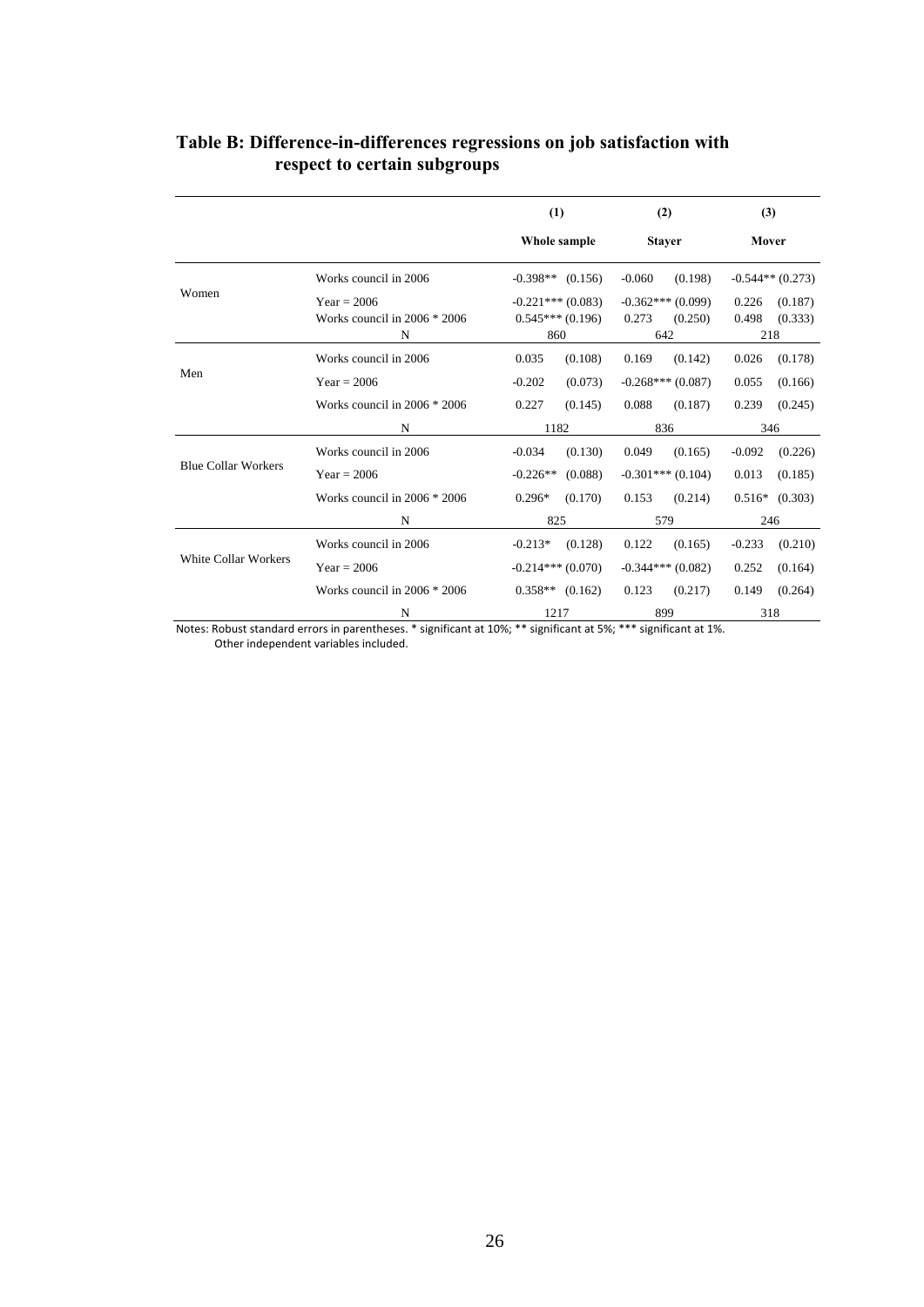## Table B: Difference-in-differences regressions on job satisfaction with respect to certain subgroups

| | | (1) | (2) | (3) |
|---|---|---|---|---|
| | | Whole sample | Stayer | Mover |
| Women | Works council in 2006 | -0.398** (0.156) | -0.060 (0.198) | -0.544** (0.273) |
| | Year = 2006 | -0.221*** (0.083) | -0.362*** (0.099) | 0.226 (0.187) |
| | Works council in 2006 * 2006 | 0.545*** (0.196) | 0.273 (0.250) | 0.498 (0.333) |
| | N | 860 | 642 | 218 |
| Men | Works council in 2006 | 0.035 (0.108) | 0.169 (0.142) | 0.026 (0.178) |
| | Year = 2006 | -0.202 (0.073) | -0.268*** (0.087) | 0.055 (0.166) |
| | Works council in 2006 * 2006 | 0.227 (0.145) | 0.088 (0.187) | 0.239 (0.245) |
| | N | 1182 | 836 | 346 |
| Blue Collar Workers | Works council in 2006 | -0.034 (0.130) | 0.049 (0.165) | -0.092 (0.226) |
| | Year = 2006 | -0.226** (0.088) | -0.301*** (0.104) | 0.013 (0.185) |
| | Works council in 2006 * 2006 | 0.296* (0.170) | 0.153 (0.214) | 0.516* (0.303) |
| | N | 825 | 579 | 246 |
| White Collar Workers | Works council in 2006 | -0.213* (0.128) | 0.122 (0.165) | -0.233 (0.210) |
| | Year = 2006 | -0.214*** (0.070) | -0.344*** (0.082) | 0.252 (0.164) |
| | Works council in 2006 * 2006 | 0.358** (0.162) | 0.123 (0.217) | 0.149 (0.264) |
| | N | 1217 | 899 | 318 |

Notes: Robust standard errors in parentheses. * significant at 10%; ** significant at 5%; *** significant at 1%.
Other independent variables included.